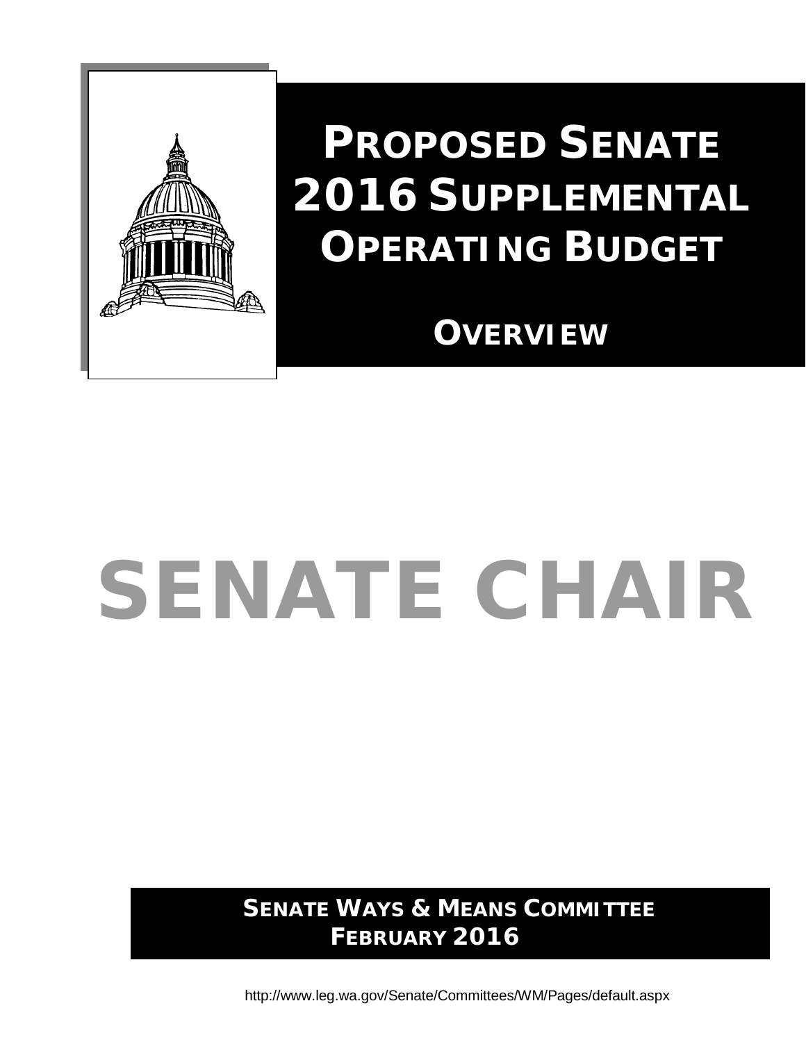# PROPOSED SENATE 2016 SUPPLEMENTAL OPERATING BUDGET

## OVERVIEW

# SENATE CHAIR

**SENATE WAYS & MEANS COMMITTEE**
**FEBRUARY 2016**

http://www.leg.wa.gov/Senate/Committees/WM/Pages/default.aspx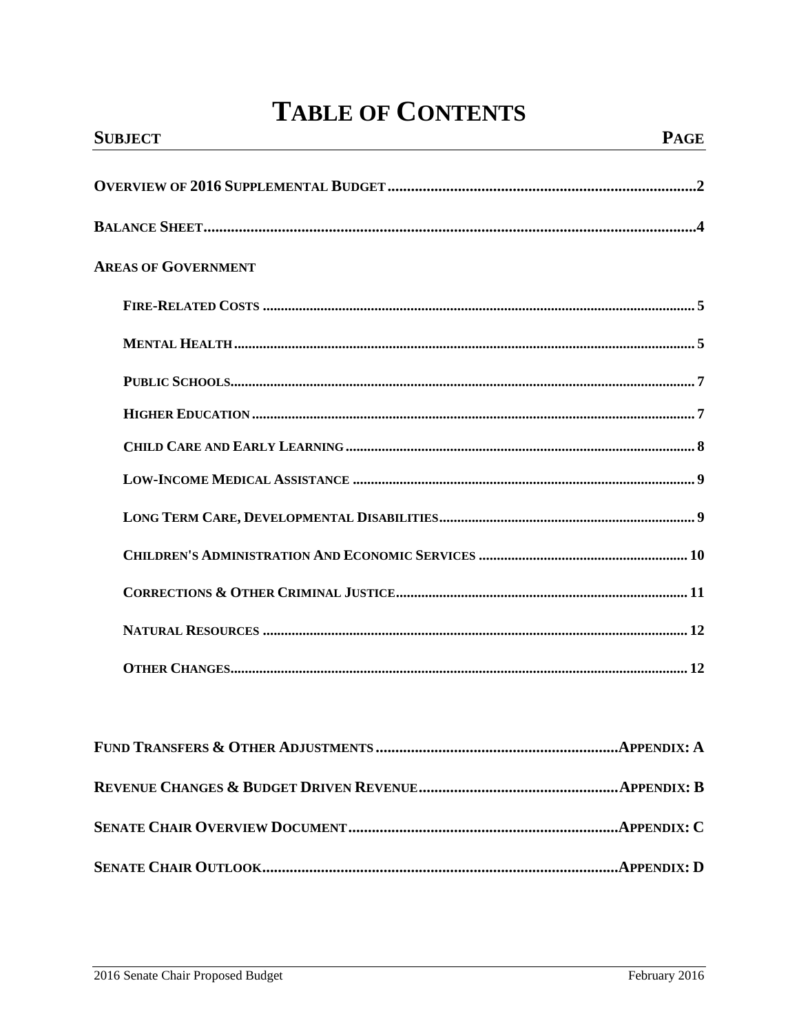# Table of Contents

| Subject | Page |
|---|---|
| **Overview of 2016 Supplemental Budget** | 2 |
| **Balance Sheet** | 4 |
| **Areas of Government** | |
| Fire-Related Costs | 5 |
| Mental Health | 5 |
| Public Schools | 7 |
| Higher Education | 7 |
| Child Care and Early Learning | 8 |
| Low-Income Medical Assistance | 9 |
| Long Term Care, Developmental Disabilities | 9 |
| Children's Administration And Economic Services | 10 |
| Corrections & Other Criminal Justice | 11 |
| Natural Resources | 12 |
| Other Changes | 12 |
| **Fund Transfers & Other Adjustments** | Appendix: A |
| **Revenue Changes & Budget Driven Revenue** | Appendix: B |
| **Senate Chair Overview Document** | Appendix: C |
| **Senate Chair Outlook** | Appendix: D |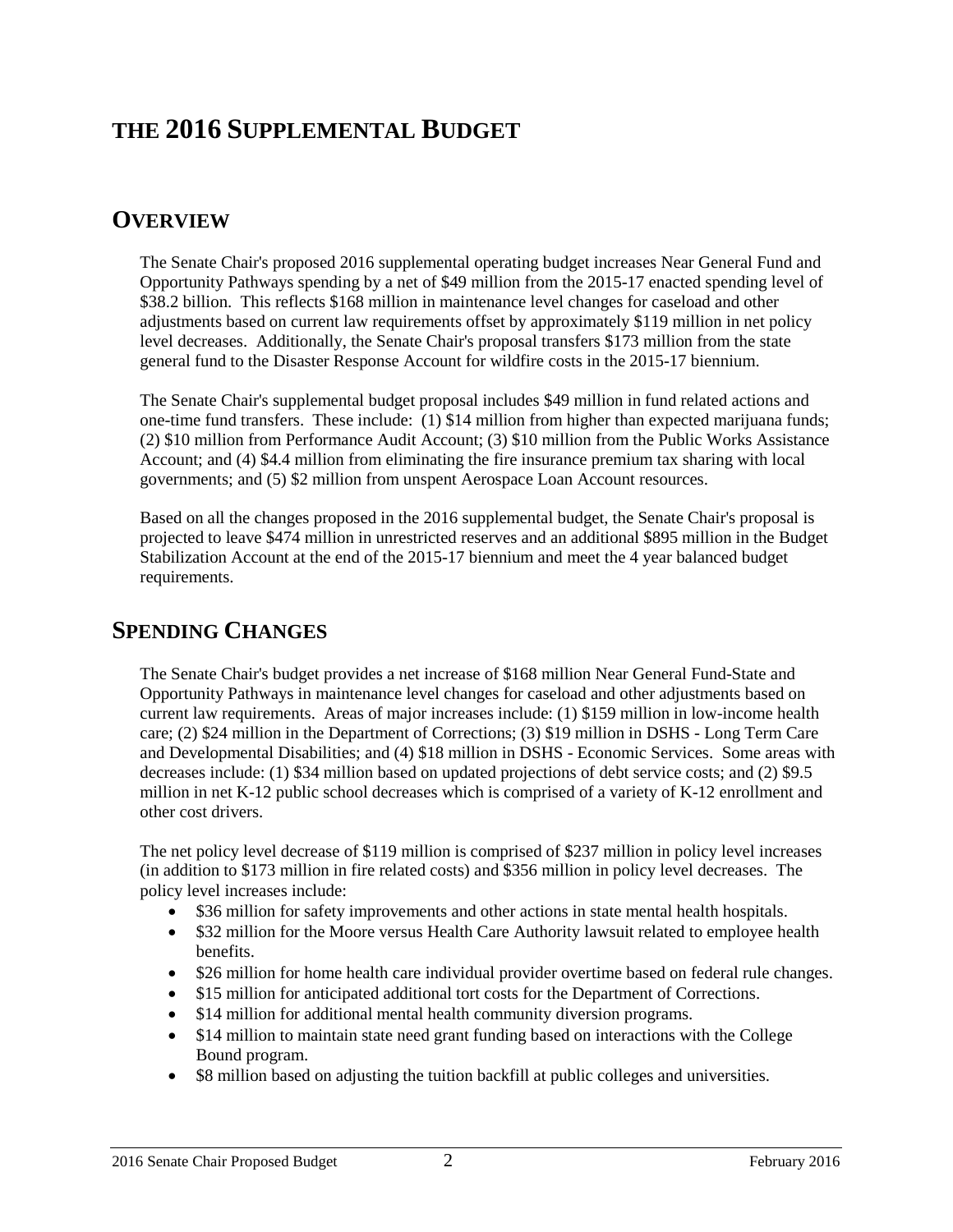# THE 2016 SUPPLEMENTAL BUDGET

## OVERVIEW

The Senate Chair's proposed 2016 supplemental operating budget increases Near General Fund and Opportunity Pathways spending by a net of $49 million from the 2015-17 enacted spending level of $38.2 billion. This reflects $168 million in maintenance level changes for caseload and other adjustments based on current law requirements offset by approximately $119 million in net policy level decreases. Additionally, the Senate Chair's proposal transfers $173 million from the state general fund to the Disaster Response Account for wildfire costs in the 2015-17 biennium.

The Senate Chair's supplemental budget proposal includes $49 million in fund related actions and one-time fund transfers. These include: (1) $14 million from higher than expected marijuana funds; (2) $10 million from Performance Audit Account; (3) $10 million from the Public Works Assistance Account; and (4) $4.4 million from eliminating the fire insurance premium tax sharing with local governments; and (5) $2 million from unspent Aerospace Loan Account resources.

Based on all the changes proposed in the 2016 supplemental budget, the Senate Chair's proposal is projected to leave $474 million in unrestricted reserves and an additional $895 million in the Budget Stabilization Account at the end of the 2015-17 biennium and meet the 4 year balanced budget requirements.

## SPENDING CHANGES

The Senate Chair's budget provides a net increase of $168 million Near General Fund-State and Opportunity Pathways in maintenance level changes for caseload and other adjustments based on current law requirements. Areas of major increases include: (1) $159 million in low-income health care; (2) $24 million in the Department of Corrections; (3) $19 million in DSHS - Long Term Care and Developmental Disabilities; and (4) $18 million in DSHS - Economic Services. Some areas with decreases include: (1) $34 million based on updated projections of debt service costs; and (2) $9.5 million in net K-12 public school decreases which is comprised of a variety of K-12 enrollment and other cost drivers.

The net policy level decrease of $119 million is comprised of $237 million in policy level increases (in addition to $173 million in fire related costs) and $356 million in policy level decreases. The policy level increases include:

- $36 million for safety improvements and other actions in state mental health hospitals.
- $32 million for the Moore versus Health Care Authority lawsuit related to employee health benefits.
- $26 million for home health care individual provider overtime based on federal rule changes.
- $15 million for anticipated additional tort costs for the Department of Corrections.
- $14 million for additional mental health community diversion programs.
- $14 million to maintain state need grant funding based on interactions with the College Bound program.
- $8 million based on adjusting the tuition backfill at public colleges and universities.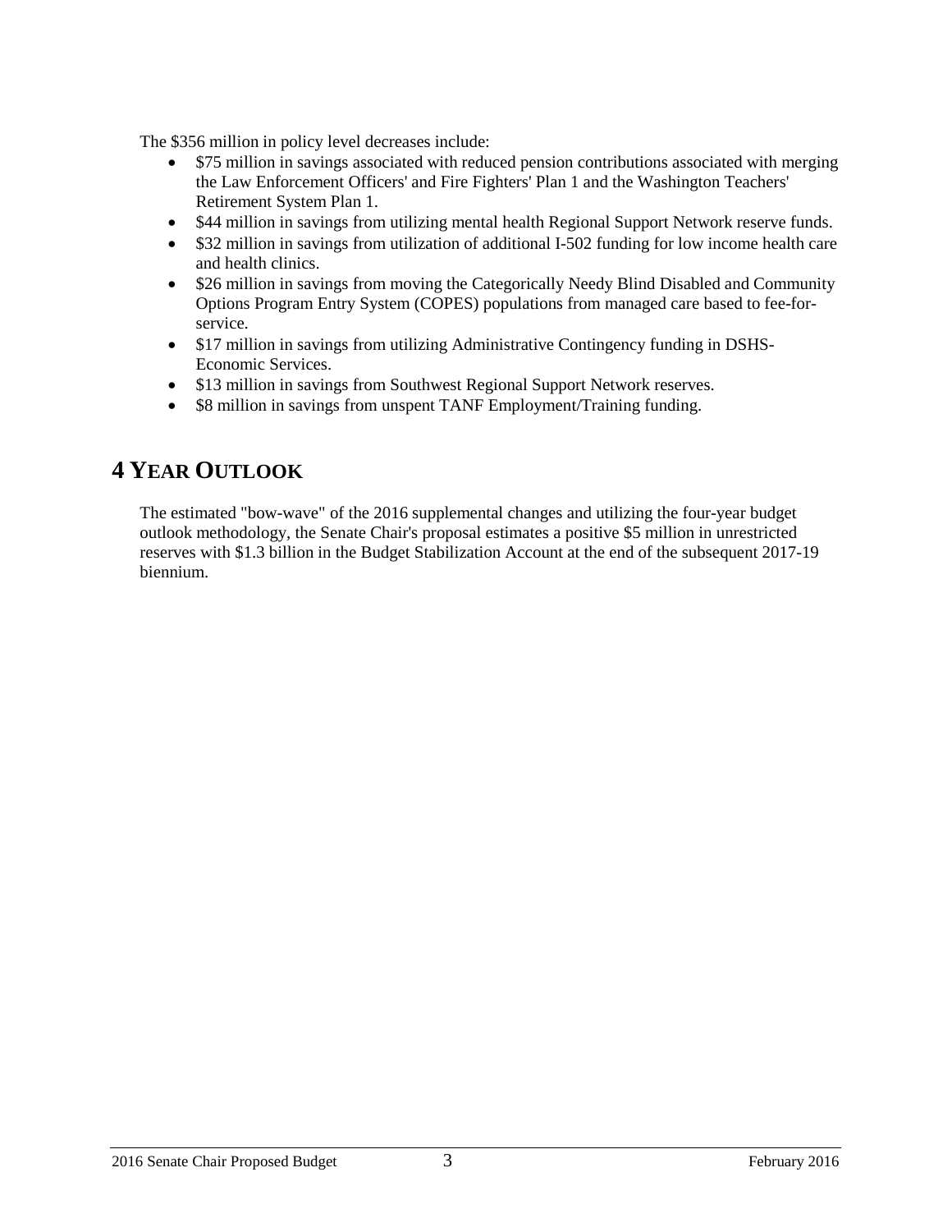The $356 million in policy level decreases include:

- $75 million in savings associated with reduced pension contributions associated with merging the Law Enforcement Officers' and Fire Fighters' Plan 1 and the Washington Teachers' Retirement System Plan 1.
- $44 million in savings from utilizing mental health Regional Support Network reserve funds.
- $32 million in savings from utilization of additional I-502 funding for low income health care and health clinics.
- $26 million in savings from moving the Categorically Needy Blind Disabled and Community Options Program Entry System (COPES) populations from managed care based to fee-for-service.
- $17 million in savings from utilizing Administrative Contingency funding in DSHS-Economic Services.
- $13 million in savings from Southwest Regional Support Network reserves.
- $8 million in savings from unspent TANF Employment/Training funding.

# 4 YEAR OUTLOOK

The estimated "bow-wave" of the 2016 supplemental changes and utilizing the four-year budget outlook methodology, the Senate Chair's proposal estimates a positive $5 million in unrestricted reserves with $1.3 billion in the Budget Stabilization Account at the end of the subsequent 2017-19 biennium.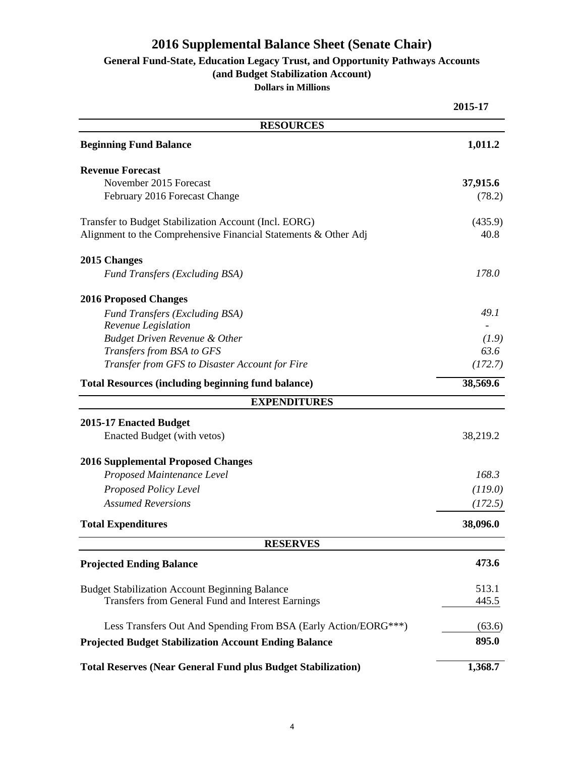# 2016 Supplemental Balance Sheet (Senate Chair)

### General Fund-State, Education Legacy Trust, and Opportunity Pathways Accounts
### (and Budget Stabilization Account)
#### Dollars in Millions

| | 2015-17 |
|---|---|
| **RESOURCES** | |
| **Beginning Fund Balance** | **1,011.2** |
| **Revenue Forecast** | |
| November 2015 Forecast | **37,915.6** |
| February 2016 Forecast Change | (78.2) |
| Transfer to Budget Stabilization Account (Incl. EORG) | (435.9) |
| Alignment to the Comprehensive Financial Statements & Other Adj | 40.8 |
| **2015 Changes** | |
| *Fund Transfers (Excluding BSA)* | *178.0* |
| **2016 Proposed Changes** | |
| *Fund Transfers (Excluding BSA)* | *49.1* |
| *Revenue Legislation* | - |
| *Budget Driven Revenue & Other* | *(1.9)* |
| *Transfers from BSA to GFS* | *63.6* |
| *Transfer from GFS to Disaster Account for Fire* | *(172.7)* |
| **Total Resources (including beginning fund balance)** | **38,569.6** |
| **EXPENDITURES** | |
| **2015-17 Enacted Budget** | |
| Enacted Budget (with vetos) | 38,219.2 |
| **2016 Supplemental Proposed Changes** | |
| *Proposed Maintenance Level* | *168.3* |
| *Proposed Policy Level* | *(119.0)* |
| *Assumed Reversions* | *(172.5)* |
| **Total Expenditures** | **38,096.0** |
| **RESERVES** | |
| **Projected Ending Balance** | **473.6** |
| Budget Stabilization Account Beginning Balance | 513.1 |
| Transfers from General Fund and Interest Earnings | 445.5 |
| Less Transfers Out And Spending From BSA (Early Action/EORG***) | (63.6) |
| **Projected Budget Stabilization Account Ending Balance** | **895.0** |
| **Total Reserves (Near General Fund plus Budget Stabilization)** | **1,368.7** |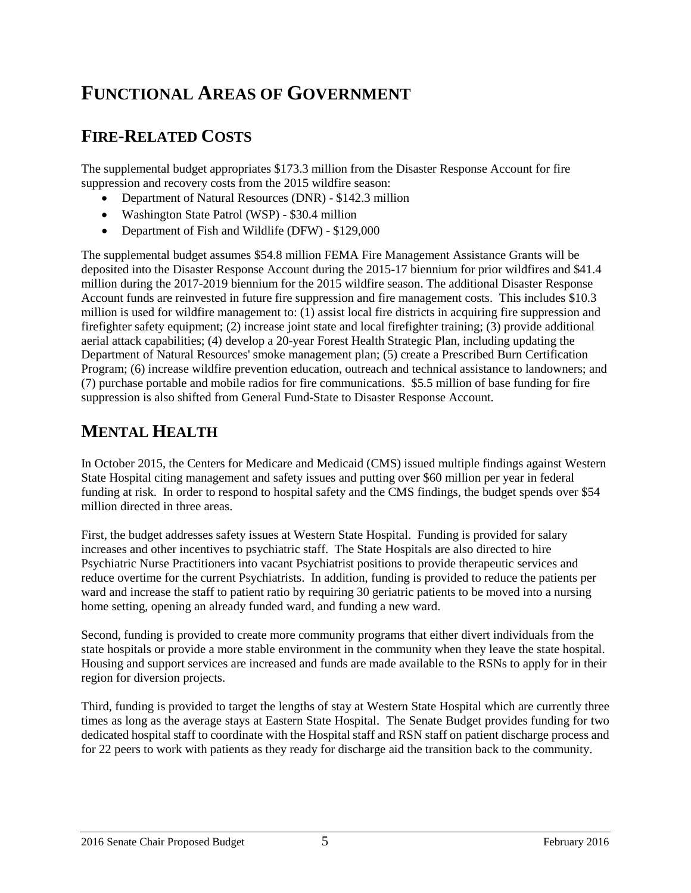# FUNCTIONAL AREAS OF GOVERNMENT

## FIRE-RELATED COSTS

The supplemental budget appropriates $173.3 million from the Disaster Response Account for fire suppression and recovery costs from the 2015 wildfire season:

- Department of Natural Resources (DNR) - $142.3 million
- Washington State Patrol (WSP) - $30.4 million
- Department of Fish and Wildlife (DFW) - $129,000

The supplemental budget assumes $54.8 million FEMA Fire Management Assistance Grants will be deposited into the Disaster Response Account during the 2015-17 biennium for prior wildfires and $41.4 million during the 2017-2019 biennium for the 2015 wildfire season. The additional Disaster Response Account funds are reinvested in future fire suppression and fire management costs. This includes $10.3 million is used for wildfire management to: (1) assist local fire districts in acquiring fire suppression and firefighter safety equipment; (2) increase joint state and local firefighter training; (3) provide additional aerial attack capabilities; (4) develop a 20-year Forest Health Strategic Plan, including updating the Department of Natural Resources' smoke management plan; (5) create a Prescribed Burn Certification Program; (6) increase wildfire prevention education, outreach and technical assistance to landowners; and (7) purchase portable and mobile radios for fire communications. $5.5 million of base funding for fire suppression is also shifted from General Fund-State to Disaster Response Account.

## MENTAL HEALTH

In October 2015, the Centers for Medicare and Medicaid (CMS) issued multiple findings against Western State Hospital citing management and safety issues and putting over $60 million per year in federal funding at risk. In order to respond to hospital safety and the CMS findings, the budget spends over $54 million directed in three areas.

First, the budget addresses safety issues at Western State Hospital. Funding is provided for salary increases and other incentives to psychiatric staff. The State Hospitals are also directed to hire Psychiatric Nurse Practitioners into vacant Psychiatrist positions to provide therapeutic services and reduce overtime for the current Psychiatrists. In addition, funding is provided to reduce the patients per ward and increase the staff to patient ratio by requiring 30 geriatric patients to be moved into a nursing home setting, opening an already funded ward, and funding a new ward.

Second, funding is provided to create more community programs that either divert individuals from the state hospitals or provide a more stable environment in the community when they leave the state hospital. Housing and support services are increased and funds are made available to the RSNs to apply for in their region for diversion projects.

Third, funding is provided to target the lengths of stay at Western State Hospital which are currently three times as long as the average stays at Eastern State Hospital. The Senate Budget provides funding for two dedicated hospital staff to coordinate with the Hospital staff and RSN staff on patient discharge process and for 22 peers to work with patients as they ready for discharge aid the transition back to the community.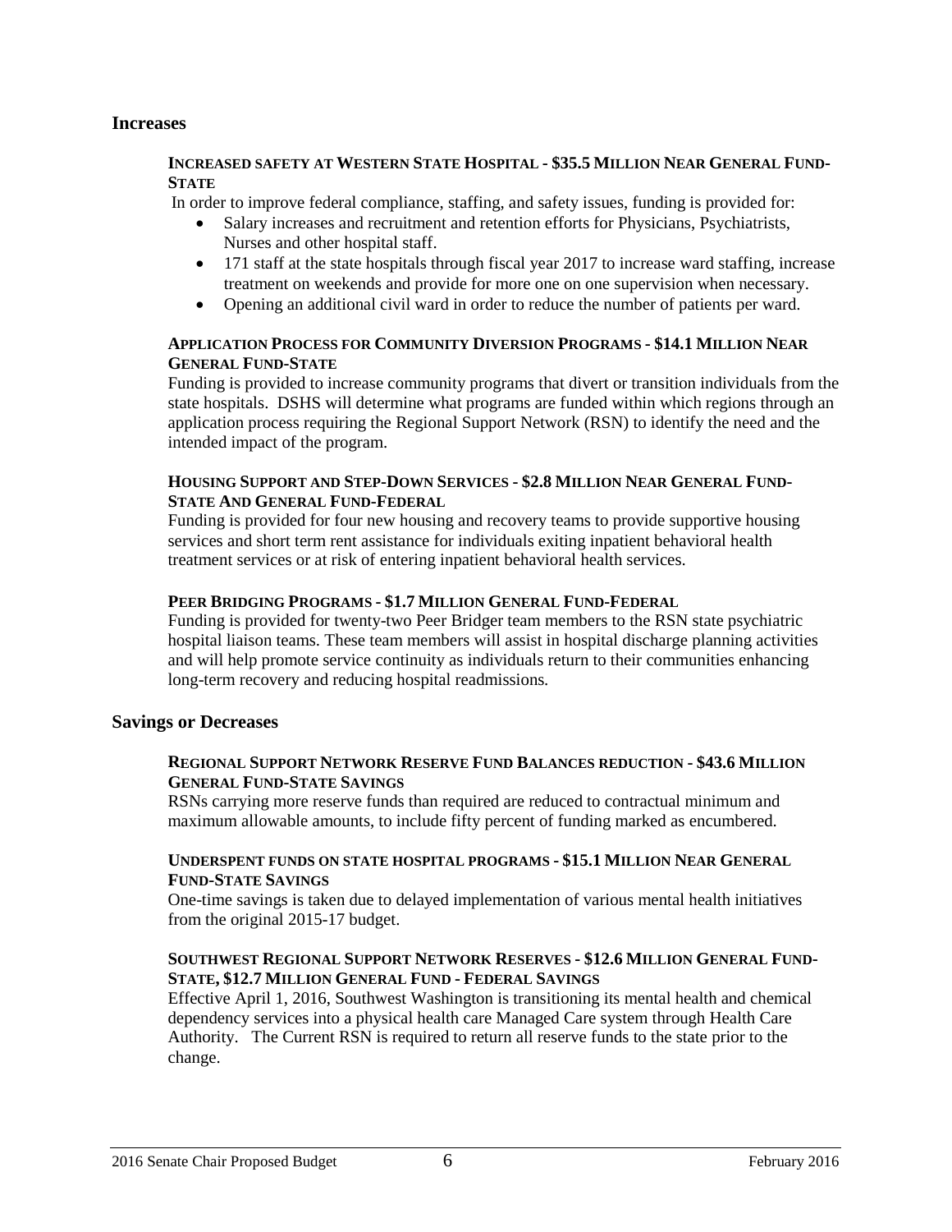## Increases

#### INCREASED SAFETY AT WESTERN STATE HOSPITAL - $35.5 MILLION NEAR GENERAL FUND-STATE

In order to improve federal compliance, staffing, and safety issues, funding is provided for:

- Salary increases and recruitment and retention efforts for Physicians, Psychiatrists, Nurses and other hospital staff.
- 171 staff at the state hospitals through fiscal year 2017 to increase ward staffing, increase treatment on weekends and provide for more one on one supervision when necessary.
- Opening an additional civil ward in order to reduce the number of patients per ward.

#### APPLICATION PROCESS FOR COMMUNITY DIVERSION PROGRAMS - $14.1 MILLION NEAR GENERAL FUND-STATE

Funding is provided to increase community programs that divert or transition individuals from the state hospitals. DSHS will determine what programs are funded within which regions through an application process requiring the Regional Support Network (RSN) to identify the need and the intended impact of the program.

#### HOUSING SUPPORT AND STEP-DOWN SERVICES - $2.8 MILLION NEAR GENERAL FUND-STATE AND GENERAL FUND-FEDERAL

Funding is provided for four new housing and recovery teams to provide supportive housing services and short term rent assistance for individuals exiting inpatient behavioral health treatment services or at risk of entering inpatient behavioral health services.

#### PEER BRIDGING PROGRAMS - $1.7 MILLION GENERAL FUND-FEDERAL

Funding is provided for twenty-two Peer Bridger team members to the RSN state psychiatric hospital liaison teams. These team members will assist in hospital discharge planning activities and will help promote service continuity as individuals return to their communities enhancing long-term recovery and reducing hospital readmissions.

## Savings or Decreases

#### REGIONAL SUPPORT NETWORK RESERVE FUND BALANCES REDUCTION - $43.6 MILLION GENERAL FUND-STATE SAVINGS

RSNs carrying more reserve funds than required are reduced to contractual minimum and maximum allowable amounts, to include fifty percent of funding marked as encumbered.

#### UNDERSPENT FUNDS ON STATE HOSPITAL PROGRAMS - $15.1 MILLION NEAR GENERAL FUND-STATE SAVINGS

One-time savings is taken due to delayed implementation of various mental health initiatives from the original 2015-17 budget.

#### SOUTHWEST REGIONAL SUPPORT NETWORK RESERVES - $12.6 MILLION GENERAL FUND-STATE, $12.7 MILLION GENERAL FUND - FEDERAL SAVINGS

Effective April 1, 2016, Southwest Washington is transitioning its mental health and chemical dependency services into a physical health care Managed Care system through Health Care Authority. The Current RSN is required to return all reserve funds to the state prior to the change.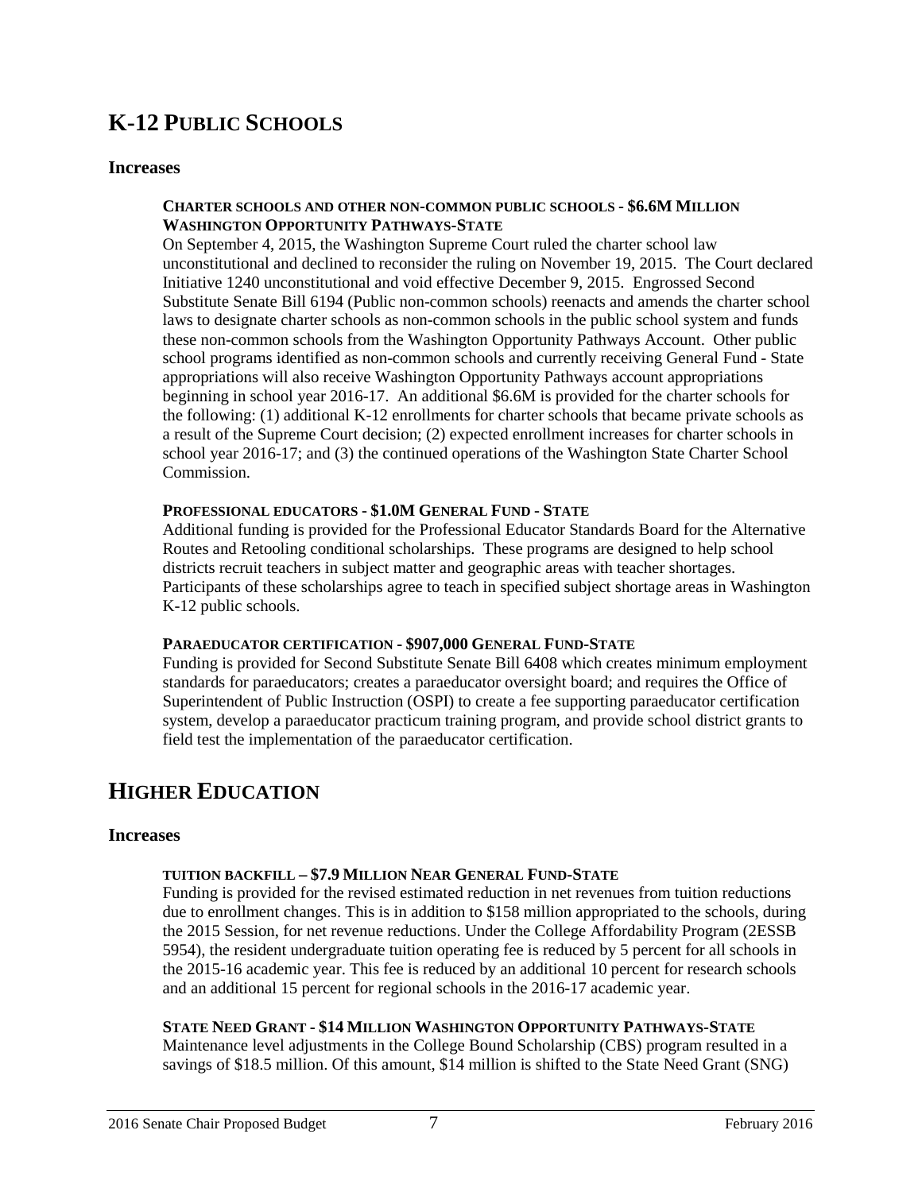# K-12 PUBLIC SCHOOLS

## Increases

**CHARTER SCHOOLS AND OTHER NON-COMMON PUBLIC SCHOOLS - $6.6M MILLION WASHINGTON OPPORTUNITY PATHWAYS-STATE**

On September 4, 2015, the Washington Supreme Court ruled the charter school law unconstitutional and declined to reconsider the ruling on November 19, 2015. The Court declared Initiative 1240 unconstitutional and void effective December 9, 2015. Engrossed Second Substitute Senate Bill 6194 (Public non-common schools) reenacts and amends the charter school laws to designate charter schools as non-common schools in the public school system and funds these non-common schools from the Washington Opportunity Pathways Account. Other public school programs identified as non-common schools and currently receiving General Fund - State appropriations will also receive Washington Opportunity Pathways account appropriations beginning in school year 2016-17. An additional $6.6M is provided for the charter schools for the following: (1) additional K-12 enrollments for charter schools that became private schools as a result of the Supreme Court decision; (2) expected enrollment increases for charter schools in school year 2016-17; and (3) the continued operations of the Washington State Charter School Commission.

**PROFESSIONAL EDUCATORS - $1.0M GENERAL FUND - STATE**

Additional funding is provided for the Professional Educator Standards Board for the Alternative Routes and Retooling conditional scholarships. These programs are designed to help school districts recruit teachers in subject matter and geographic areas with teacher shortages. Participants of these scholarships agree to teach in specified subject shortage areas in Washington K-12 public schools.

**PARAEDUCATOR CERTIFICATION - $907,000 GENERAL FUND-STATE**

Funding is provided for Second Substitute Senate Bill 6408 which creates minimum employment standards for paraeducators; creates a paraeducator oversight board; and requires the Office of Superintendent of Public Instruction (OSPI) to create a fee supporting paraeducator certification system, develop a paraeducator practicum training program, and provide school district grants to field test the implementation of the paraeducator certification.

# HIGHER EDUCATION

## Increases

**TUITION BACKFILL – $7.9 MILLION NEAR GENERAL FUND-STATE**

Funding is provided for the revised estimated reduction in net revenues from tuition reductions due to enrollment changes. This is in addition to $158 million appropriated to the schools, during the 2015 Session, for net revenue reductions. Under the College Affordability Program (2ESSB 5954), the resident undergraduate tuition operating fee is reduced by 5 percent for all schools in the 2015-16 academic year. This fee is reduced by an additional 10 percent for research schools and an additional 15 percent for regional schools in the 2016-17 academic year.

**STATE NEED GRANT - $14 MILLION WASHINGTON OPPORTUNITY PATHWAYS-STATE**

Maintenance level adjustments in the College Bound Scholarship (CBS) program resulted in a savings of $18.5 million. Of this amount, $14 million is shifted to the State Need Grant (SNG)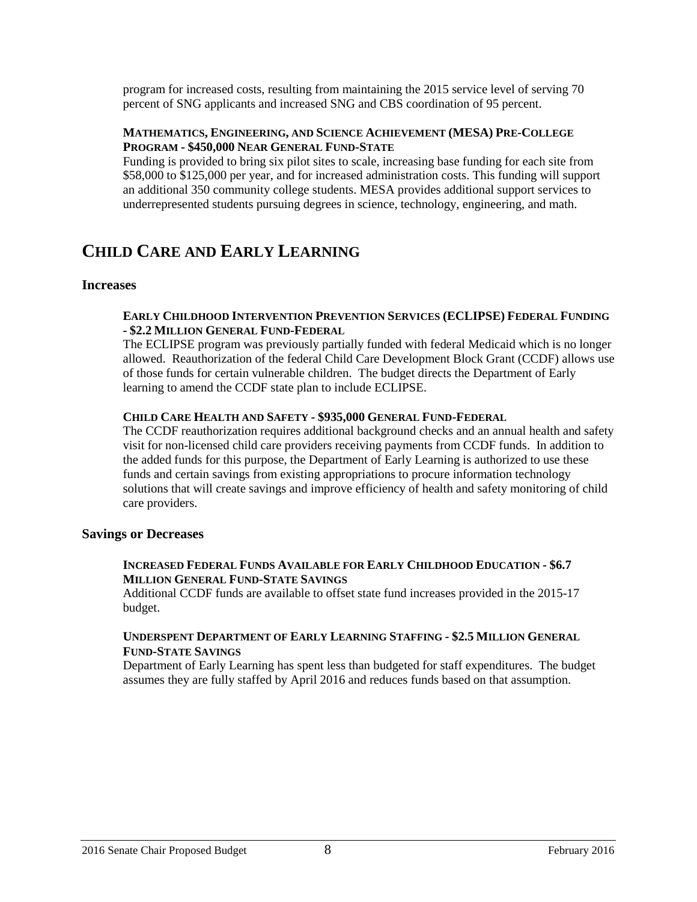program for increased costs, resulting from maintaining the 2015 service level of serving 70 percent of SNG applicants and increased SNG and CBS coordination of 95 percent.

#### MATHEMATICS, ENGINEERING, AND SCIENCE ACHIEVEMENT (MESA) PRE-COLLEGE PROGRAM - $450,000 NEAR GENERAL FUND-STATE

Funding is provided to bring six pilot sites to scale, increasing base funding for each site from $58,000 to $125,000 per year, and for increased administration costs. This funding will support an additional 350 community college students. MESA provides additional support services to underrepresented students pursuing degrees in science, technology, engineering, and math.

## CHILD CARE AND EARLY LEARNING

### Increases

#### EARLY CHILDHOOD INTERVENTION PREVENTION SERVICES (ECLIPSE) FEDERAL FUNDING - $2.2 MILLION GENERAL FUND-FEDERAL

The ECLIPSE program was previously partially funded with federal Medicaid which is no longer allowed. Reauthorization of the federal Child Care Development Block Grant (CCDF) allows use of those funds for certain vulnerable children. The budget directs the Department of Early learning to amend the CCDF state plan to include ECLIPSE.

#### CHILD CARE HEALTH AND SAFETY - $935,000 GENERAL FUND-FEDERAL

The CCDF reauthorization requires additional background checks and an annual health and safety visit for non-licensed child care providers receiving payments from CCDF funds. In addition to the added funds for this purpose, the Department of Early Learning is authorized to use these funds and certain savings from existing appropriations to procure information technology solutions that will create savings and improve efficiency of health and safety monitoring of child care providers.

### Savings or Decreases

#### INCREASED FEDERAL FUNDS AVAILABLE FOR EARLY CHILDHOOD EDUCATION - $6.7 MILLION GENERAL FUND-STATE SAVINGS

Additional CCDF funds are available to offset state fund increases provided in the 2015-17 budget.

#### UNDERSPENT DEPARTMENT OF EARLY LEARNING STAFFING - $2.5 MILLION GENERAL FUND-STATE SAVINGS

Department of Early Learning has spent less than budgeted for staff expenditures. The budget assumes they are fully staffed by April 2016 and reduces funds based on that assumption.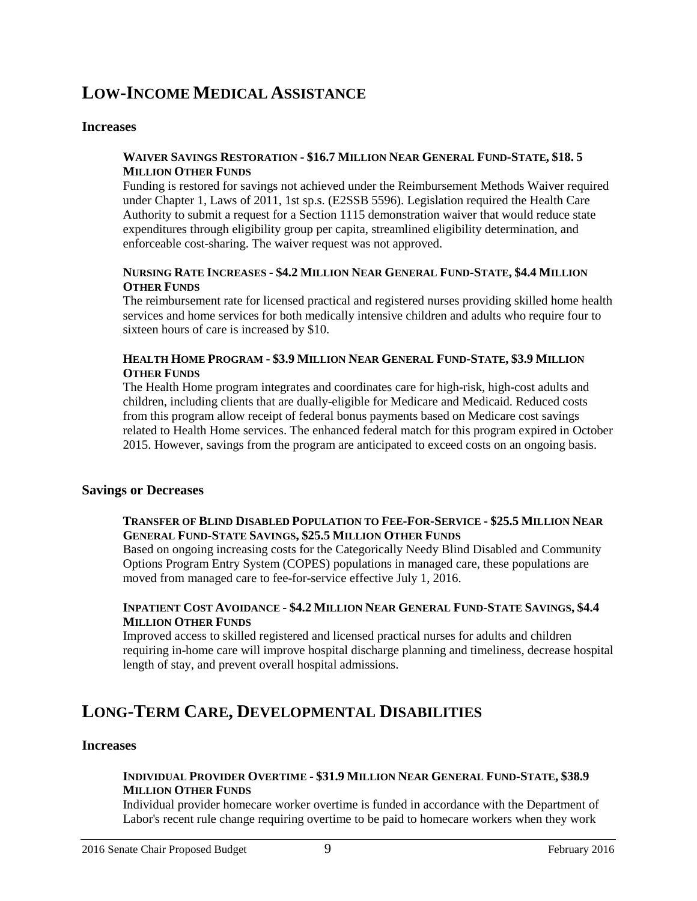# Low-Income Medical Assistance

## Increases

### Waiver Savings Restoration - $16.7 Million Near General Fund-State, $18. 5 Million Other Funds

Funding is restored for savings not achieved under the Reimbursement Methods Waiver required under Chapter 1, Laws of 2011, 1st sp.s. (E2SSB 5596). Legislation required the Health Care Authority to submit a request for a Section 1115 demonstration waiver that would reduce state expenditures through eligibility group per capita, streamlined eligibility determination, and enforceable cost-sharing. The waiver request was not approved.

### Nursing Rate Increases - $4.2 Million Near General Fund-State, $4.4 Million Other Funds

The reimbursement rate for licensed practical and registered nurses providing skilled home health services and home services for both medically intensive children and adults who require four to sixteen hours of care is increased by $10.

### Health Home Program - $3.9 Million Near General Fund-State, $3.9 Million Other Funds

The Health Home program integrates and coordinates care for high-risk, high-cost adults and children, including clients that are dually-eligible for Medicare and Medicaid. Reduced costs from this program allow receipt of federal bonus payments based on Medicare cost savings related to Health Home services. The enhanced federal match for this program expired in October 2015. However, savings from the program are anticipated to exceed costs on an ongoing basis.

## Savings or Decreases

### Transfer of Blind Disabled Population to Fee-For-Service - $25.5 Million Near General Fund-State Savings, $25.5 Million Other Funds

Based on ongoing increasing costs for the Categorically Needy Blind Disabled and Community Options Program Entry System (COPES) populations in managed care, these populations are moved from managed care to fee-for-service effective July 1, 2016.

### Inpatient Cost Avoidance - $4.2 Million Near General Fund-State Savings, $4.4 Million Other Funds

Improved access to skilled registered and licensed practical nurses for adults and children requiring in-home care will improve hospital discharge planning and timeliness, decrease hospital length of stay, and prevent overall hospital admissions.

# Long-Term Care, Developmental Disabilities

## Increases

### Individual Provider Overtime - $31.9 Million Near General Fund-State, $38.9 Million Other Funds

Individual provider homecare worker overtime is funded in accordance with the Department of Labor's recent rule change requiring overtime to be paid to homecare workers when they work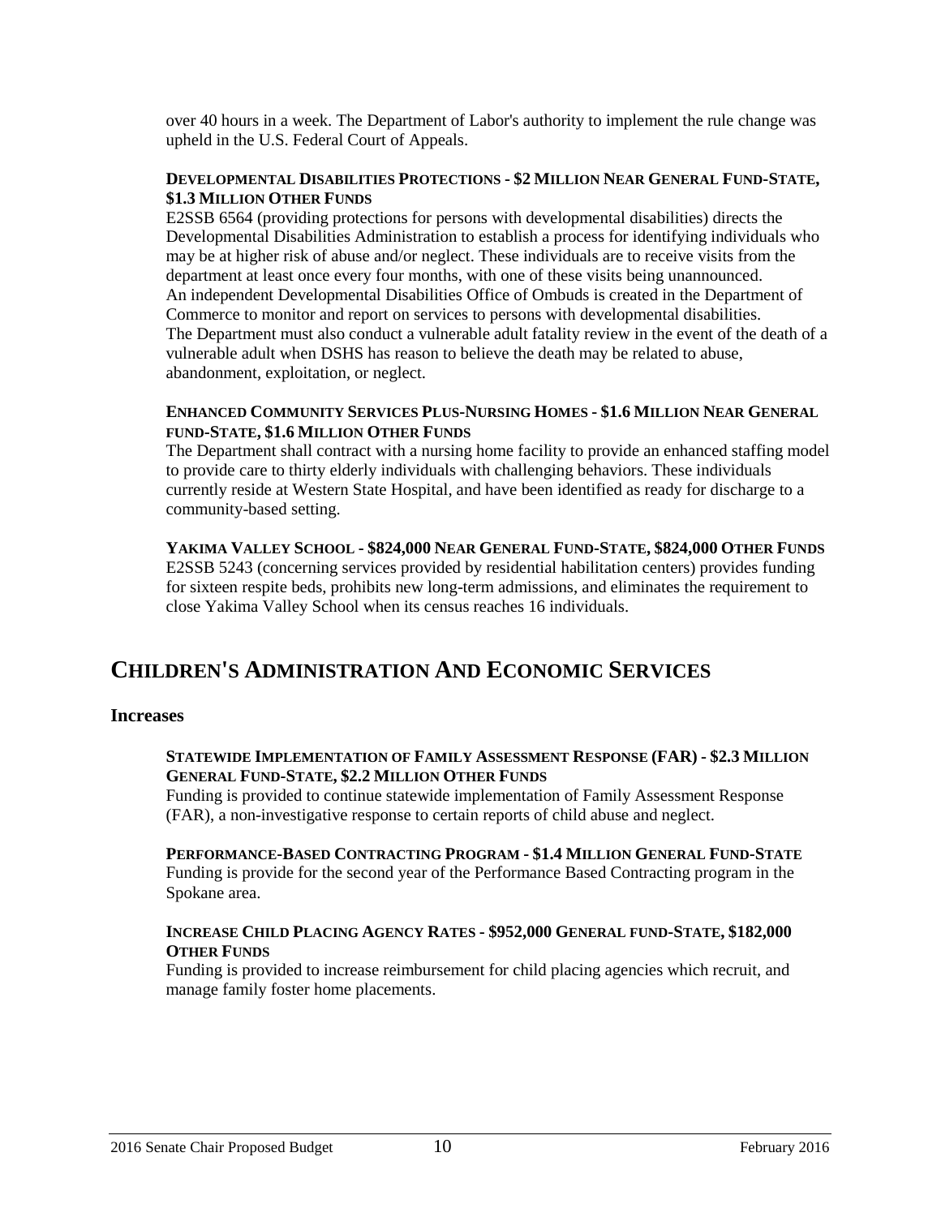over 40 hours in a week. The Department of Labor's authority to implement the rule change was upheld in the U.S. Federal Court of Appeals.

**DEVELOPMENTAL DISABILITIES PROTECTIONS - $2 MILLION NEAR GENERAL FUND-STATE, $1.3 MILLION OTHER FUNDS**

E2SSB 6564 (providing protections for persons with developmental disabilities) directs the Developmental Disabilities Administration to establish a process for identifying individuals who may be at higher risk of abuse and/or neglect. These individuals are to receive visits from the department at least once every four months, with one of these visits being unannounced. An independent Developmental Disabilities Office of Ombuds is created in the Department of Commerce to monitor and report on services to persons with developmental disabilities. The Department must also conduct a vulnerable adult fatality review in the event of the death of a vulnerable adult when DSHS has reason to believe the death may be related to abuse, abandonment, exploitation, or neglect.

**ENHANCED COMMUNITY SERVICES PLUS-NURSING HOMES - $1.6 MILLION NEAR GENERAL FUND-STATE, $1.6 MILLION OTHER FUNDS**

The Department shall contract with a nursing home facility to provide an enhanced staffing model to provide care to thirty elderly individuals with challenging behaviors. These individuals currently reside at Western State Hospital, and have been identified as ready for discharge to a community-based setting.

**YAKIMA VALLEY SCHOOL - $824,000 NEAR GENERAL FUND-STATE, $824,000 OTHER FUNDS**

E2SSB 5243 (concerning services provided by residential habilitation centers) provides funding for sixteen respite beds, prohibits new long-term admissions, and eliminates the requirement to close Yakima Valley School when its census reaches 16 individuals.

# CHILDREN'S ADMINISTRATION AND ECONOMIC SERVICES

## Increases

**STATEWIDE IMPLEMENTATION OF FAMILY ASSESSMENT RESPONSE (FAR) - $2.3 MILLION GENERAL FUND-STATE, $2.2 MILLION OTHER FUNDS**

Funding is provided to continue statewide implementation of Family Assessment Response (FAR), a non-investigative response to certain reports of child abuse and neglect.

**PERFORMANCE-BASED CONTRACTING PROGRAM - $1.4 MILLION GENERAL FUND-STATE**

Funding is provide for the second year of the Performance Based Contracting program in the Spokane area.

**INCREASE CHILD PLACING AGENCY RATES - $952,000 GENERAL FUND-STATE, $182,000 OTHER FUNDS**

Funding is provided to increase reimbursement for child placing agencies which recruit, and manage family foster home placements.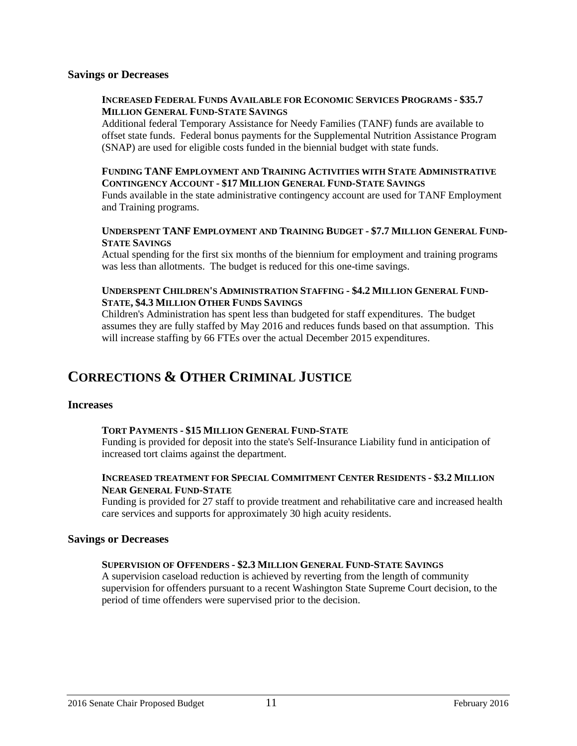### Savings or Decreases

**INCREASED FEDERAL FUNDS AVAILABLE FOR ECONOMIC SERVICES PROGRAMS - $35.7 MILLION GENERAL FUND-STATE SAVINGS**

Additional federal Temporary Assistance for Needy Families (TANF) funds are available to offset state funds. Federal bonus payments for the Supplemental Nutrition Assistance Program (SNAP) are used for eligible costs funded in the biennial budget with state funds.

**FUNDING TANF EMPLOYMENT AND TRAINING ACTIVITIES WITH STATE ADMINISTRATIVE CONTINGENCY ACCOUNT - $17 MILLION GENERAL FUND-STATE SAVINGS**

Funds available in the state administrative contingency account are used for TANF Employment and Training programs.

**UNDERSPENT TANF EMPLOYMENT AND TRAINING BUDGET - $7.7 MILLION GENERAL FUND-STATE SAVINGS**

Actual spending for the first six months of the biennium for employment and training programs was less than allotments. The budget is reduced for this one-time savings.

**UNDERSPENT CHILDREN'S ADMINISTRATION STAFFING - $4.2 MILLION GENERAL FUND-STATE, $4.3 MILLION OTHER FUNDS SAVINGS**

Children's Administration has spent less than budgeted for staff expenditures. The budget assumes they are fully staffed by May 2016 and reduces funds based on that assumption. This will increase staffing by 66 FTEs over the actual December 2015 expenditures.

## CORRECTIONS & OTHER CRIMINAL JUSTICE

### Increases

**TORT PAYMENTS - $15 MILLION GENERAL FUND-STATE**

Funding is provided for deposit into the state's Self-Insurance Liability fund in anticipation of increased tort claims against the department.

**INCREASED TREATMENT FOR SPECIAL COMMITMENT CENTER RESIDENTS - $3.2 MILLION NEAR GENERAL FUND-STATE**

Funding is provided for 27 staff to provide treatment and rehabilitative care and increased health care services and supports for approximately 30 high acuity residents.

### Savings or Decreases

**SUPERVISION OF OFFENDERS - $2.3 MILLION GENERAL FUND-STATE SAVINGS**

A supervision caseload reduction is achieved by reverting from the length of community supervision for offenders pursuant to a recent Washington State Supreme Court decision, to the period of time offenders were supervised prior to the decision.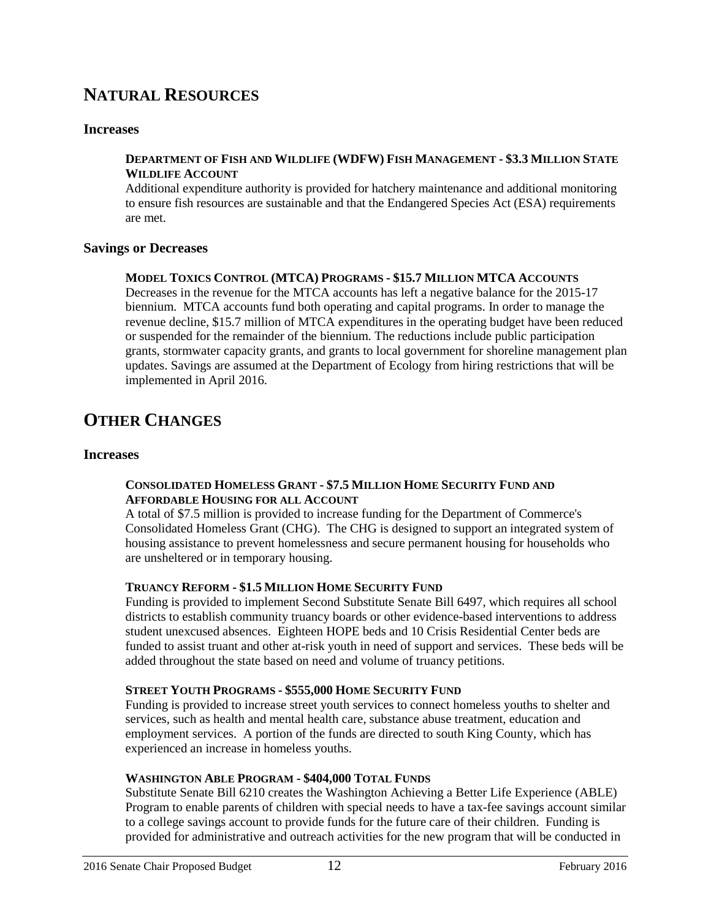## NATURAL RESOURCES

### Increases

**DEPARTMENT OF FISH AND WILDLIFE (WDFW) FISH MANAGEMENT - $3.3 MILLION STATE WILDLIFE ACCOUNT**

Additional expenditure authority is provided for hatchery maintenance and additional monitoring to ensure fish resources are sustainable and that the Endangered Species Act (ESA) requirements are met.

### Savings or Decreases

**MODEL TOXICS CONTROL (MTCA) PROGRAMS - $15.7 MILLION MTCA ACCOUNTS**

Decreases in the revenue for the MTCA accounts has left a negative balance for the 2015-17 biennium. MTCA accounts fund both operating and capital programs. In order to manage the revenue decline, $15.7 million of MTCA expenditures in the operating budget have been reduced or suspended for the remainder of the biennium. The reductions include public participation grants, stormwater capacity grants, and grants to local government for shoreline management plan updates. Savings are assumed at the Department of Ecology from hiring restrictions that will be implemented in April 2016.

## OTHER CHANGES

### Increases

**CONSOLIDATED HOMELESS GRANT - $7.5 MILLION HOME SECURITY FUND AND AFFORDABLE HOUSING FOR ALL ACCOUNT**

A total of $7.5 million is provided to increase funding for the Department of Commerce's Consolidated Homeless Grant (CHG). The CHG is designed to support an integrated system of housing assistance to prevent homelessness and secure permanent housing for households who are unsheltered or in temporary housing.

**TRUANCY REFORM - $1.5 MILLION HOME SECURITY FUND**

Funding is provided to implement Second Substitute Senate Bill 6497, which requires all school districts to establish community truancy boards or other evidence-based interventions to address student unexcused absences. Eighteen HOPE beds and 10 Crisis Residential Center beds are funded to assist truant and other at-risk youth in need of support and services. These beds will be added throughout the state based on need and volume of truancy petitions.

**STREET YOUTH PROGRAMS - $555,000 HOME SECURITY FUND**

Funding is provided to increase street youth services to connect homeless youths to shelter and services, such as health and mental health care, substance abuse treatment, education and employment services. A portion of the funds are directed to south King County, which has experienced an increase in homeless youths.

**WASHINGTON ABLE PROGRAM - $404,000 TOTAL FUNDS**

Substitute Senate Bill 6210 creates the Washington Achieving a Better Life Experience (ABLE) Program to enable parents of children with special needs to have a tax-fee savings account similar to a college savings account to provide funds for the future care of their children. Funding is provided for administrative and outreach activities for the new program that will be conducted in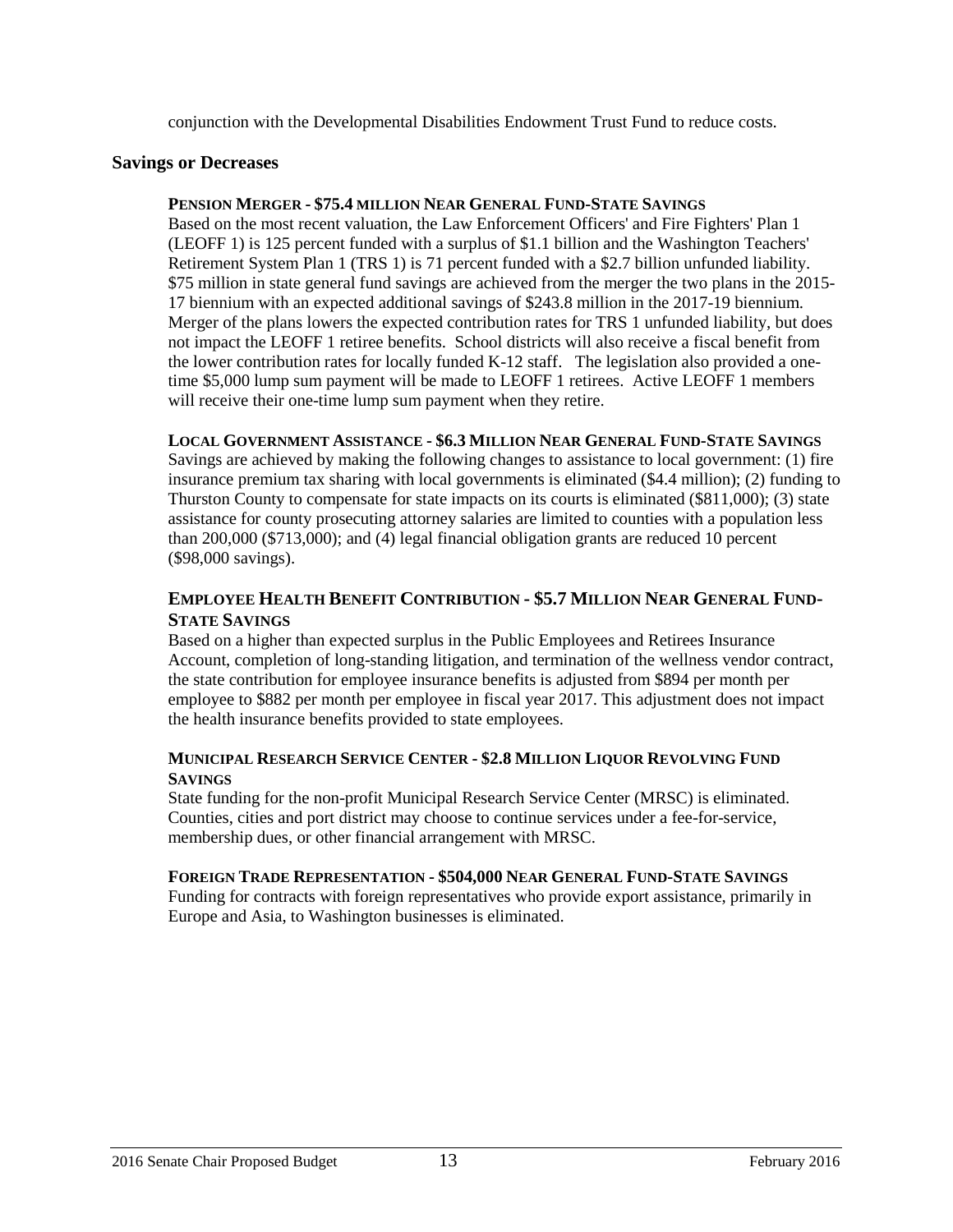conjunction with the Developmental Disabilities Endowment Trust Fund to reduce costs.

## Savings or Decreases

**PENSION MERGER - $75.4 MILLION NEAR GENERAL FUND-STATE SAVINGS**

Based on the most recent valuation, the Law Enforcement Officers' and Fire Fighters' Plan 1 (LEOFF 1) is 125 percent funded with a surplus of $1.1 billion and the Washington Teachers' Retirement System Plan 1 (TRS 1) is 71 percent funded with a $2.7 billion unfunded liability. $75 million in state general fund savings are achieved from the merger the two plans in the 2015-17 biennium with an expected additional savings of $243.8 million in the 2017-19 biennium. Merger of the plans lowers the expected contribution rates for TRS 1 unfunded liability, but does not impact the LEOFF 1 retiree benefits. School districts will also receive a fiscal benefit from the lower contribution rates for locally funded K-12 staff. The legislation also provided a one-time $5,000 lump sum payment will be made to LEOFF 1 retirees. Active LEOFF 1 members will receive their one-time lump sum payment when they retire.

**LOCAL GOVERNMENT ASSISTANCE - $6.3 MILLION NEAR GENERAL FUND-STATE SAVINGS**

Savings are achieved by making the following changes to assistance to local government: (1) fire insurance premium tax sharing with local governments is eliminated ($4.4 million); (2) funding to Thurston County to compensate for state impacts on its courts is eliminated ($811,000); (3) state assistance for county prosecuting attorney salaries are limited to counties with a population less than 200,000 ($713,000); and (4) legal financial obligation grants are reduced 10 percent ($98,000 savings).

**EMPLOYEE HEALTH BENEFIT CONTRIBUTION - $5.7 MILLION NEAR GENERAL FUND-STATE SAVINGS**

Based on a higher than expected surplus in the Public Employees and Retirees Insurance Account, completion of long-standing litigation, and termination of the wellness vendor contract, the state contribution for employee insurance benefits is adjusted from $894 per month per employee to $882 per month per employee in fiscal year 2017. This adjustment does not impact the health insurance benefits provided to state employees.

**MUNICIPAL RESEARCH SERVICE CENTER - $2.8 MILLION LIQUOR REVOLVING FUND SAVINGS**

State funding for the non-profit Municipal Research Service Center (MRSC) is eliminated. Counties, cities and port district may choose to continue services under a fee-for-service, membership dues, or other financial arrangement with MRSC.

**FOREIGN TRADE REPRESENTATION - $504,000 NEAR GENERAL FUND-STATE SAVINGS**

Funding for contracts with foreign representatives who provide export assistance, primarily in Europe and Asia, to Washington businesses is eliminated.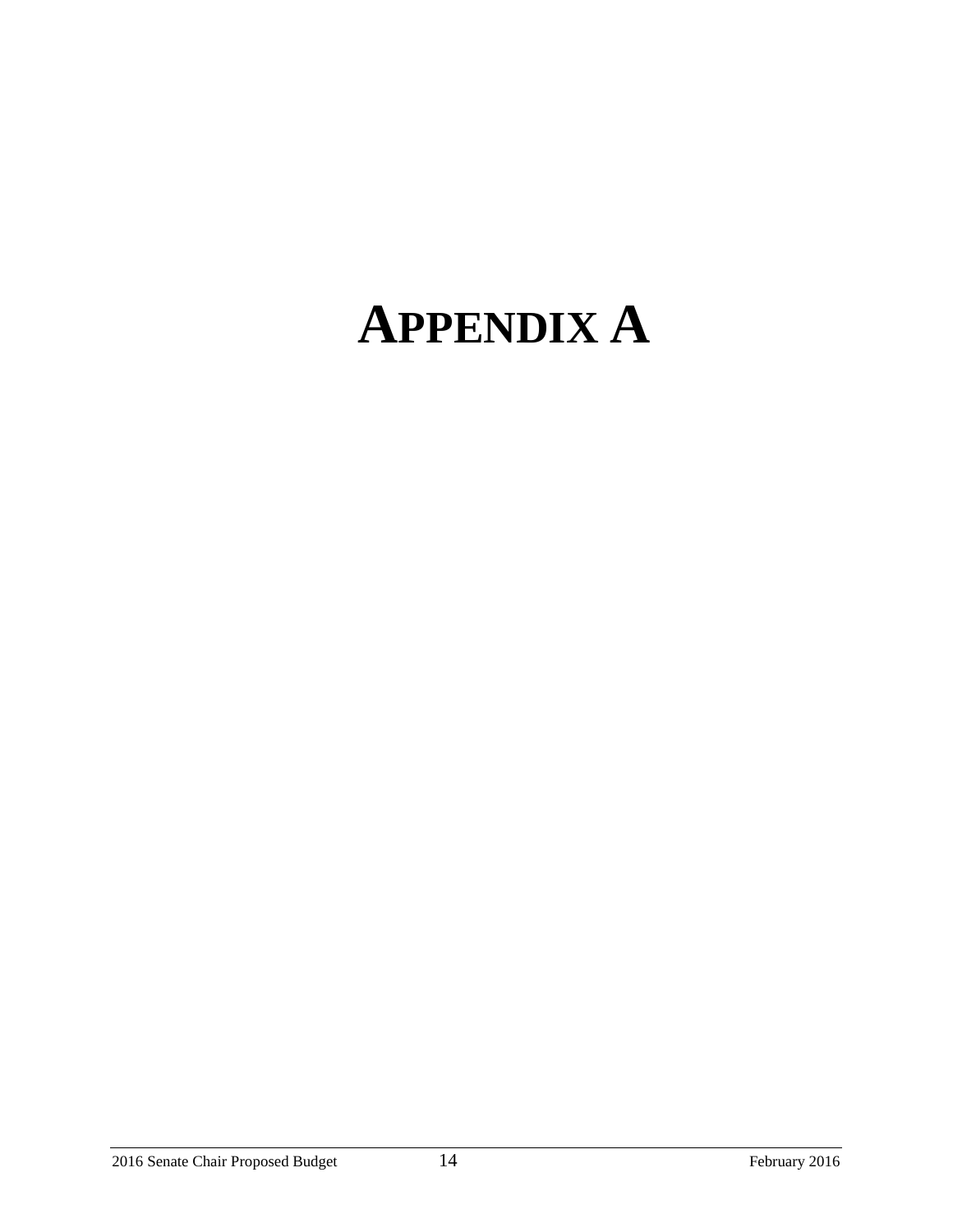# APPENDIX A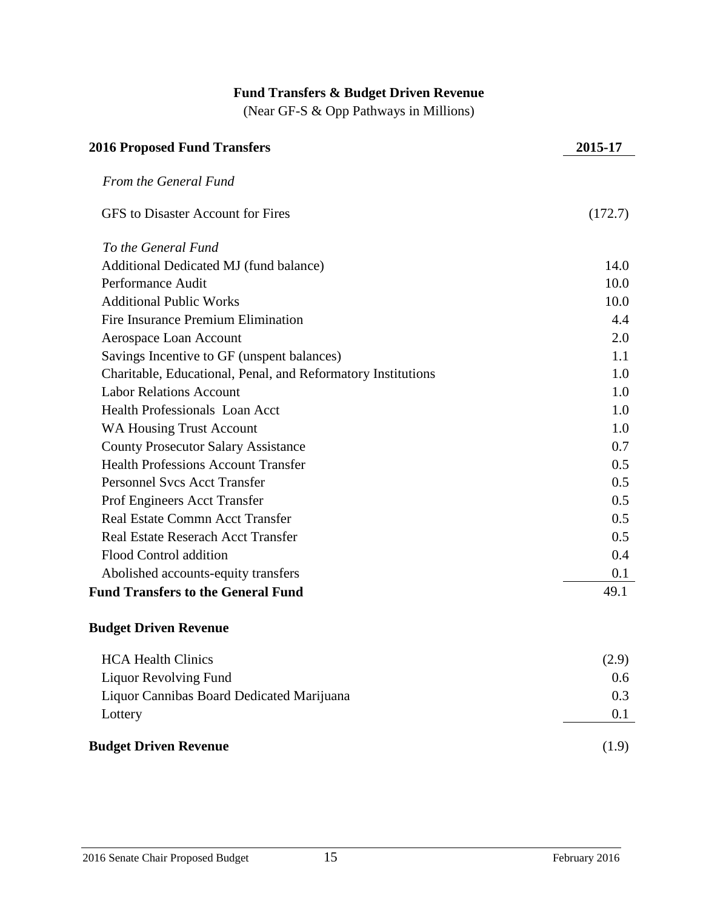## Fund Transfers & Budget Driven Revenue

(Near GF-S & Opp Pathways in Millions)

| 2016 Proposed Fund Transfers | 2015-17 |
|---|---|
| *From the General Fund* | |
| GFS to Disaster Account for Fires | (172.7) |
| *To the General Fund* | |
| Additional Dedicated MJ (fund balance) | 14.0 |
| Performance Audit | 10.0 |
| Additional Public Works | 10.0 |
| Fire Insurance Premium Elimination | 4.4 |
| Aerospace Loan Account | 2.0 |
| Savings Incentive to GF (unspent balances) | 1.1 |
| Charitable, Educational, Penal, and Reformatory Institutions | 1.0 |
| Labor Relations Account | 1.0 |
| Health Professionals Loan Acct | 1.0 |
| WA Housing Trust Account | 1.0 |
| County Prosecutor Salary Assistance | 0.7 |
| Health Professions Account Transfer | 0.5 |
| Personnel Svcs Acct Transfer | 0.5 |
| Prof Engineers Acct Transfer | 0.5 |
| Real Estate Commn Acct Transfer | 0.5 |
| Real Estate Reserach Acct Transfer | 0.5 |
| Flood Control addition | 0.4 |
| Abolished accounts-equity transfers | 0.1 |
| **Fund Transfers to the General Fund** | 49.1 |
| **Budget Driven Revenue** | |
| HCA Health Clinics | (2.9) |
| Liquor Revolving Fund | 0.6 |
| Liquor Cannibas Board Dedicated Marijuana | 0.3 |
| Lottery | 0.1 |
| **Budget Driven Revenue** | (1.9) |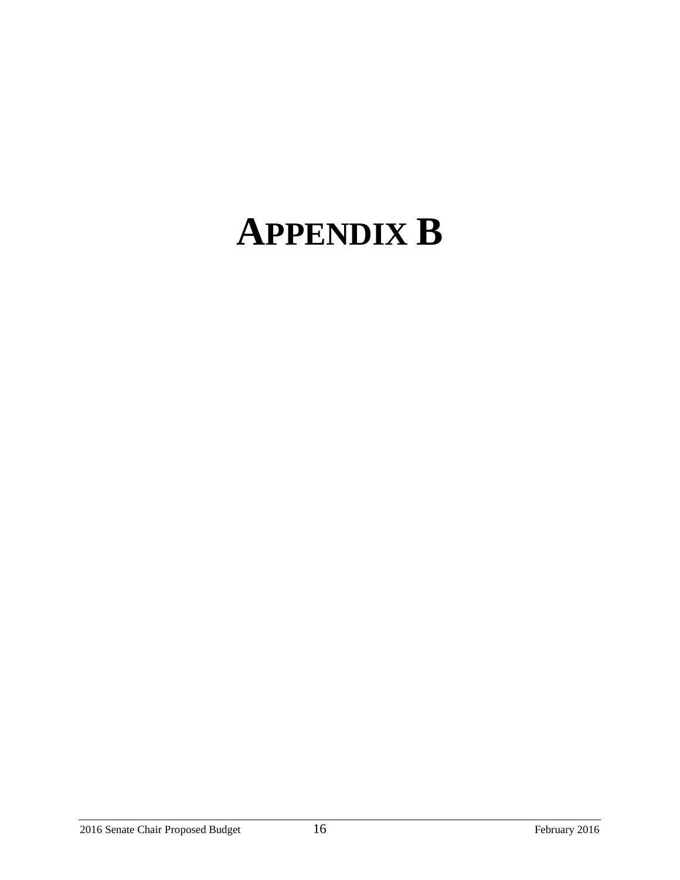# APPENDIX B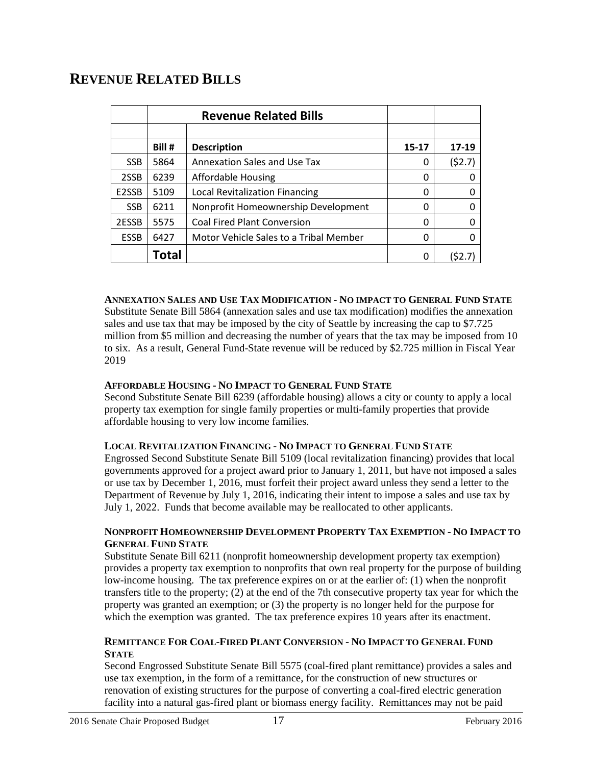# REVENUE RELATED BILLS

| | Revenue Related Bills | | | |
|---|---|---|---|---|
| | | | | |
| | **Bill #** | **Description** | **15-17** | **17-19** |
| SSB | 5864 | Annexation Sales and Use Tax | 0 | ($2.7) |
| 2SSB | 6239 | Affordable Housing | 0 | 0 |
| E2SSB | 5109 | Local Revitalization Financing | 0 | 0 |
| SSB | 6211 | Nonprofit Homeownership Development | 0 | 0 |
| 2ESSB | 5575 | Coal Fired Plant Conversion | 0 | 0 |
| ESSB | 6427 | Motor Vehicle Sales to a Tribal Member | 0 | 0 |
| | **Total** | | 0 | ($2.7) |

**ANNEXATION SALES AND USE TAX MODIFICATION - NO IMPACT TO GENERAL FUND STATE**
Substitute Senate Bill 5864 (annexation sales and use tax modification) modifies the annexation sales and use tax that may be imposed by the city of Seattle by increasing the cap to $7.725 million from $5 million and decreasing the number of years that the tax may be imposed from 10 to six. As a result, General Fund-State revenue will be reduced by $2.725 million in Fiscal Year 2019

**AFFORDABLE HOUSING - NO IMPACT TO GENERAL FUND STATE**
Second Substitute Senate Bill 6239 (affordable housing) allows a city or county to apply a local property tax exemption for single family properties or multi-family properties that provide affordable housing to very low income families.

**LOCAL REVITALIZATION FINANCING - NO IMPACT TO GENERAL FUND STATE**
Engrossed Second Substitute Senate Bill 5109 (local revitalization financing) provides that local governments approved for a project award prior to January 1, 2011, but have not imposed a sales or use tax by December 1, 2016, must forfeit their project award unless they send a letter to the Department of Revenue by July 1, 2016, indicating their intent to impose a sales and use tax by July 1, 2022. Funds that become available may be reallocated to other applicants.

**NONPROFIT HOMEOWNERSHIP DEVELOPMENT PROPERTY TAX EXEMPTION - NO IMPACT TO GENERAL FUND STATE**
Substitute Senate Bill 6211 (nonprofit homeownership development property tax exemption) provides a property tax exemption to nonprofits that own real property for the purpose of building low-income housing. The tax preference expires on or at the earlier of: (1) when the nonprofit transfers title to the property; (2) at the end of the 7th consecutive property tax year for which the property was granted an exemption; or (3) the property is no longer held for the purpose for which the exemption was granted. The tax preference expires 10 years after its enactment.

**REMITTANCE FOR COAL-FIRED PLANT CONVERSION - NO IMPACT TO GENERAL FUND STATE**
Second Engrossed Substitute Senate Bill 5575 (coal-fired plant remittance) provides a sales and use tax exemption, in the form of a remittance, for the construction of new structures or renovation of existing structures for the purpose of converting a coal-fired electric generation facility into a natural gas-fired plant or biomass energy facility. Remittances may not be paid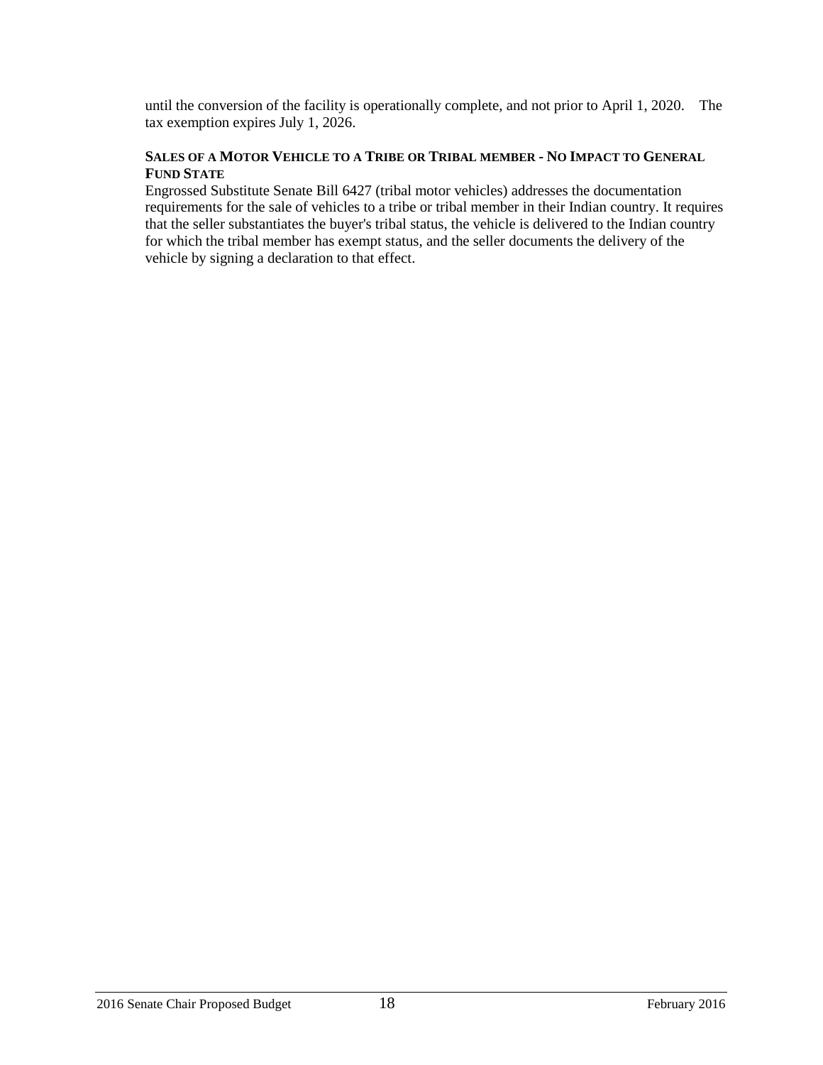until the conversion of the facility is operationally complete, and not prior to April 1, 2020. The tax exemption expires July 1, 2026.

**SALES OF A MOTOR VEHICLE TO A TRIBE OR TRIBAL MEMBER - NO IMPACT TO GENERAL FUND STATE**

Engrossed Substitute Senate Bill 6427 (tribal motor vehicles) addresses the documentation requirements for the sale of vehicles to a tribe or tribal member in their Indian country. It requires that the seller substantiates the buyer's tribal status, the vehicle is delivered to the Indian country for which the tribal member has exempt status, and the seller documents the delivery of the vehicle by signing a declaration to that effect.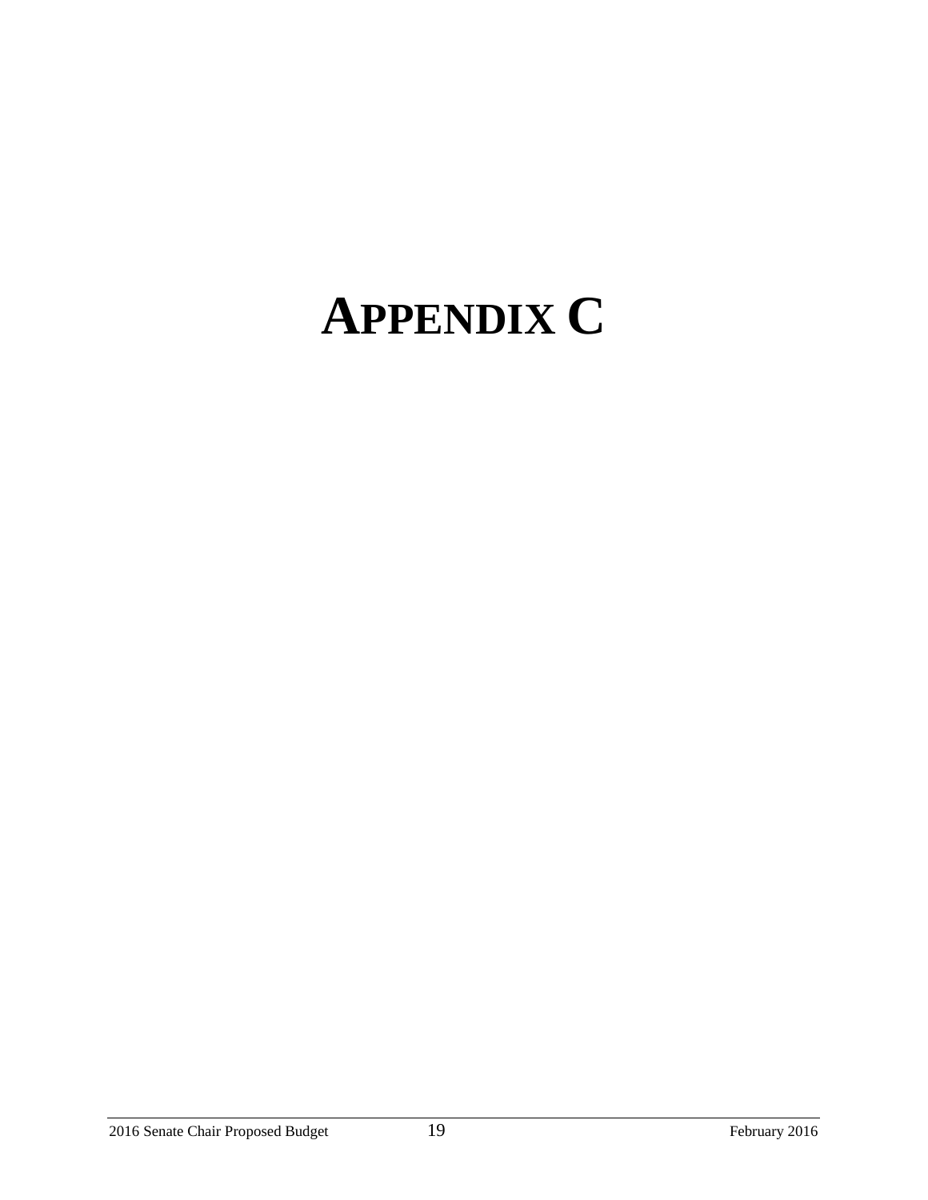# APPENDIX C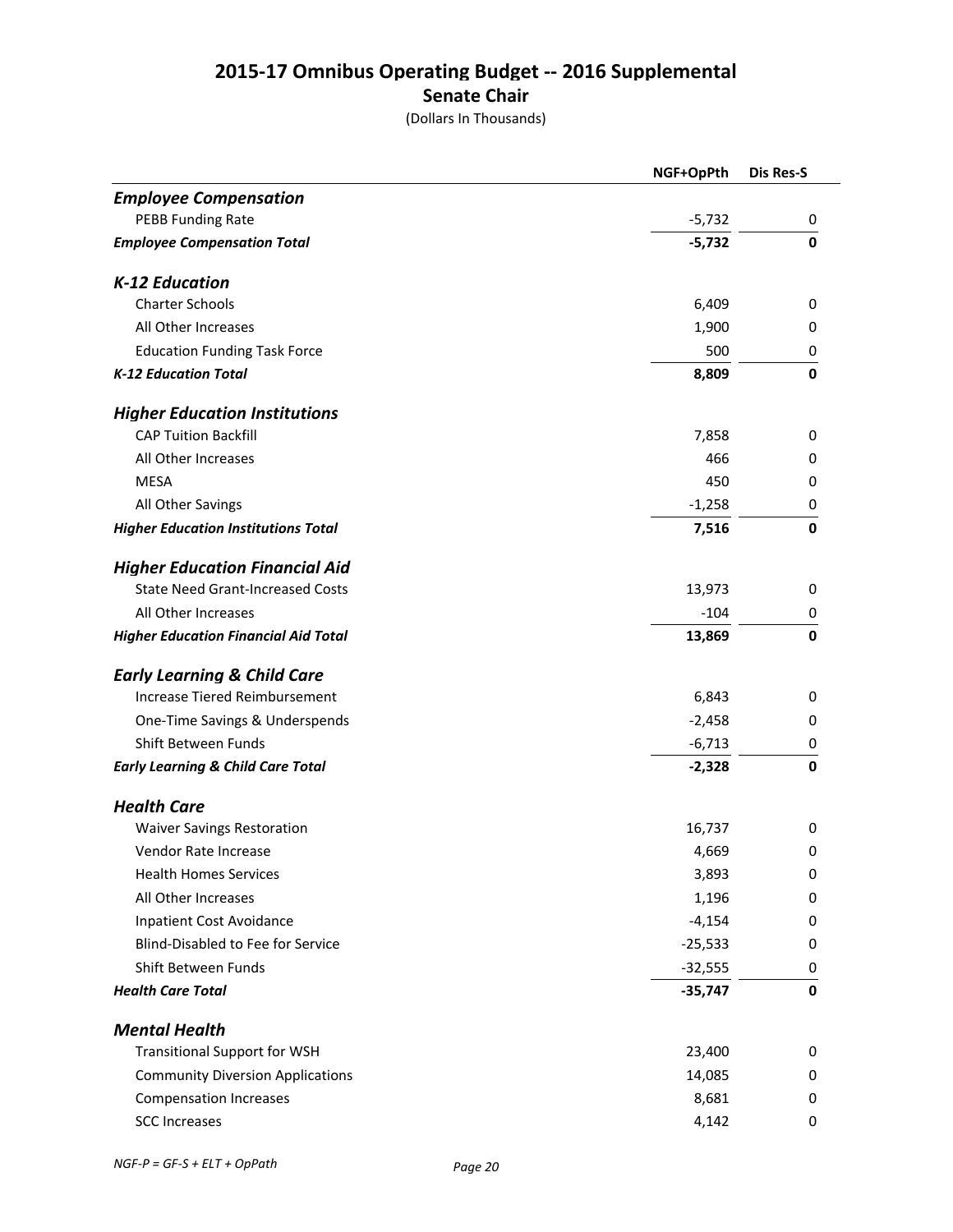# 2015-17 Omnibus Operating Budget -- 2016 Supplemental

## Senate Chair

(Dollars In Thousands)

| | NGF+OpPth | Dis Res-S |
|---|---|---|
| ***Employee Compensation*** | | |
| PEBB Funding Rate | -5,732 | 0 |
| ***Employee Compensation Total*** | **-5,732** | **0** |
| ***K-12 Education*** | | |
| Charter Schools | 6,409 | 0 |
| All Other Increases | 1,900 | 0 |
| Education Funding Task Force | 500 | 0 |
| ***K-12 Education Total*** | **8,809** | **0** |
| ***Higher Education Institutions*** | | |
| CAP Tuition Backfill | 7,858 | 0 |
| All Other Increases | 466 | 0 |
| MESA | 450 | 0 |
| All Other Savings | -1,258 | 0 |
| ***Higher Education Institutions Total*** | **7,516** | **0** |
| ***Higher Education Financial Aid*** | | |
| State Need Grant-Increased Costs | 13,973 | 0 |
| All Other Increases | -104 | 0 |
| ***Higher Education Financial Aid Total*** | **13,869** | **0** |
| ***Early Learning & Child Care*** | | |
| Increase Tiered Reimbursement | 6,843 | 0 |
| One-Time Savings & Underspends | -2,458 | 0 |
| Shift Between Funds | -6,713 | 0 |
| ***Early Learning & Child Care Total*** | **-2,328** | **0** |
| ***Health Care*** | | |
| Waiver Savings Restoration | 16,737 | 0 |
| Vendor Rate Increase | 4,669 | 0 |
| Health Homes Services | 3,893 | 0 |
| All Other Increases | 1,196 | 0 |
| Inpatient Cost Avoidance | -4,154 | 0 |
| Blind-Disabled to Fee for Service | -25,533 | 0 |
| Shift Between Funds | -32,555 | 0 |
| ***Health Care Total*** | **-35,747** | **0** |
| ***Mental Health*** | | |
| Transitional Support for WSH | 23,400 | 0 |
| Community Diversion Applications | 14,085 | 0 |
| Compensation Increases | 8,681 | 0 |
| SCC Increases | 4,142 | 0 |

*NGF-P = GF-S + ELT + OpPath*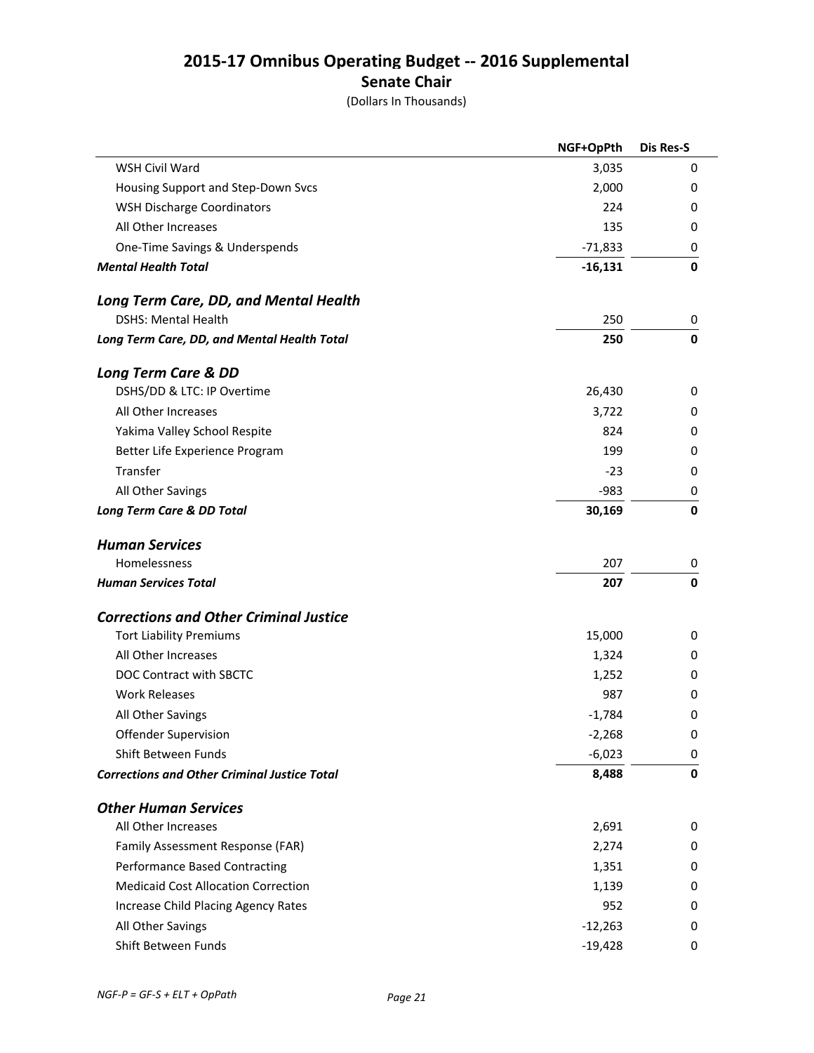# 2015-17 Omnibus Operating Budget -- 2016 Supplemental

## Senate Chair

(Dollars In Thousands)

| | NGF+OpPth | Dis Res-S |
|---|---|---|
| WSH Civil Ward | 3,035 | 0 |
| Housing Support and Step-Down Svcs | 2,000 | 0 |
| WSH Discharge Coordinators | 224 | 0 |
| All Other Increases | 135 | 0 |
| One-Time Savings & Underspends | -71,833 | 0 |
| ***Mental Health Total*** | **-16,131** | **0** |
| | | |
| ***Long Term Care, DD, and Mental Health*** | | |
| DSHS: Mental Health | 250 | 0 |
| ***Long Term Care, DD, and Mental Health Total*** | **250** | **0** |
| | | |
| ***Long Term Care & DD*** | | |
| DSHS/DD & LTC: IP Overtime | 26,430 | 0 |
| All Other Increases | 3,722 | 0 |
| Yakima Valley School Respite | 824 | 0 |
| Better Life Experience Program | 199 | 0 |
| Transfer | -23 | 0 |
| All Other Savings | -983 | 0 |
| ***Long Term Care & DD Total*** | **30,169** | **0** |
| | | |
| ***Human Services*** | | |
| Homelessness | 207 | 0 |
| ***Human Services Total*** | **207** | **0** |
| | | |
| ***Corrections and Other Criminal Justice*** | | |
| Tort Liability Premiums | 15,000 | 0 |
| All Other Increases | 1,324 | 0 |
| DOC Contract with SBCTC | 1,252 | 0 |
| Work Releases | 987 | 0 |
| All Other Savings | -1,784 | 0 |
| Offender Supervision | -2,268 | 0 |
| Shift Between Funds | -6,023 | 0 |
| ***Corrections and Other Criminal Justice Total*** | **8,488** | **0** |
| | | |
| ***Other Human Services*** | | |
| All Other Increases | 2,691 | 0 |
| Family Assessment Response (FAR) | 2,274 | 0 |
| Performance Based Contracting | 1,351 | 0 |
| Medicaid Cost Allocation Correction | 1,139 | 0 |
| Increase Child Placing Agency Rates | 952 | 0 |
| All Other Savings | -12,263 | 0 |
| Shift Between Funds | -19,428 | 0 |

*NGF-P = GF-S + ELT + OpPath*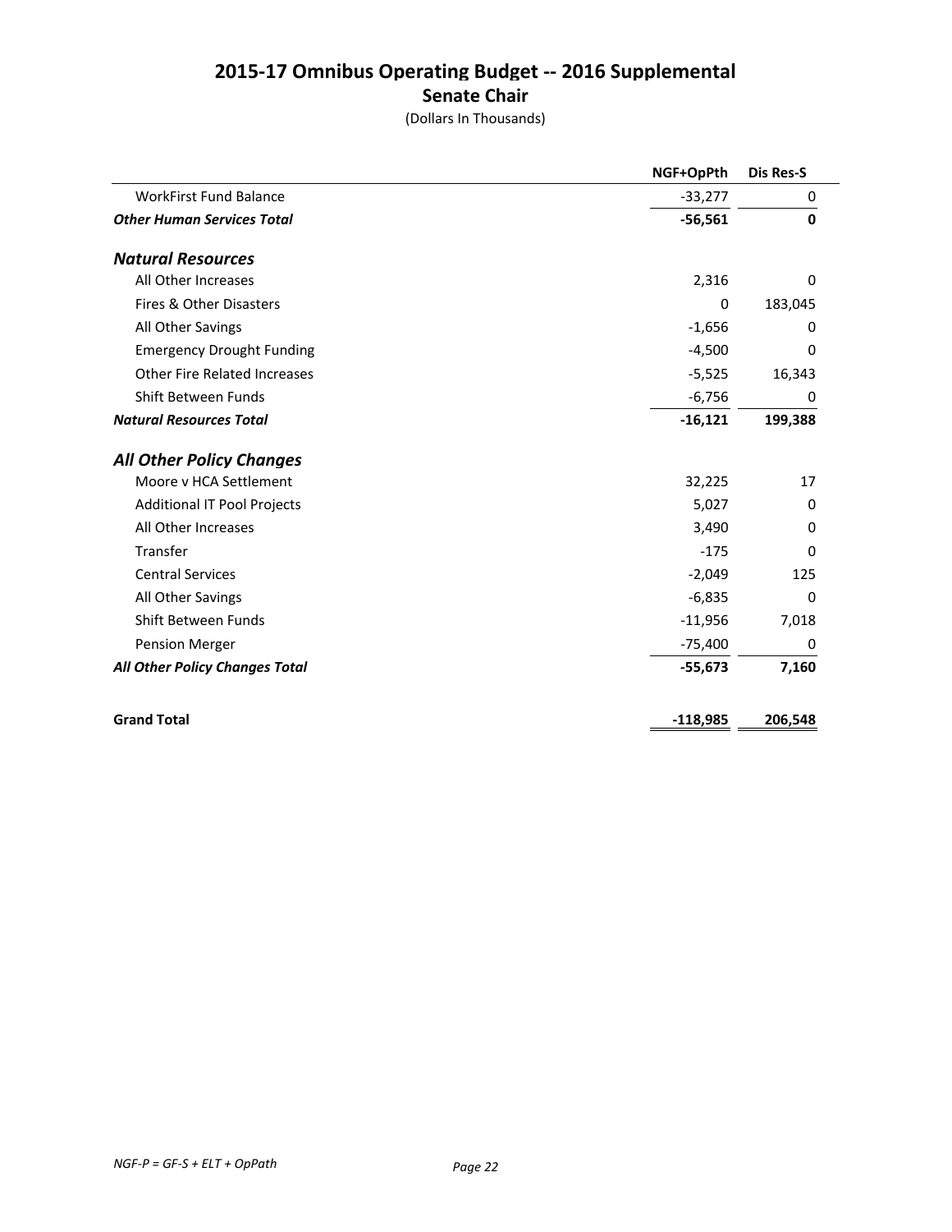## 2015-17 Omnibus Operating Budget -- 2016 Supplemental

### Senate Chair

(Dollars In Thousands)

| | NGF+OpPth | Dis Res-S |
|---|---|---|
| WorkFirst Fund Balance | -33,277 | 0 |
| ***Other Human Services Total*** | **-56,561** | **0** |
| ***Natural Resources*** | | |
| All Other Increases | 2,316 | 0 |
| Fires & Other Disasters | 0 | 183,045 |
| All Other Savings | -1,656 | 0 |
| Emergency Drought Funding | -4,500 | 0 |
| Other Fire Related Increases | -5,525 | 16,343 |
| Shift Between Funds | -6,756 | 0 |
| ***Natural Resources Total*** | **-16,121** | **199,388** |
| ***All Other Policy Changes*** | | |
| Moore v HCA Settlement | 32,225 | 17 |
| Additional IT Pool Projects | 5,027 | 0 |
| All Other Increases | 3,490 | 0 |
| Transfer | -175 | 0 |
| Central Services | -2,049 | 125 |
| All Other Savings | -6,835 | 0 |
| Shift Between Funds | -11,956 | 7,018 |
| Pension Merger | -75,400 | 0 |
| ***All Other Policy Changes Total*** | **-55,673** | **7,160** |
| **Grand Total** | **-118,985** | **206,548** |

*NGF-P = GF-S + ELT + OpPath*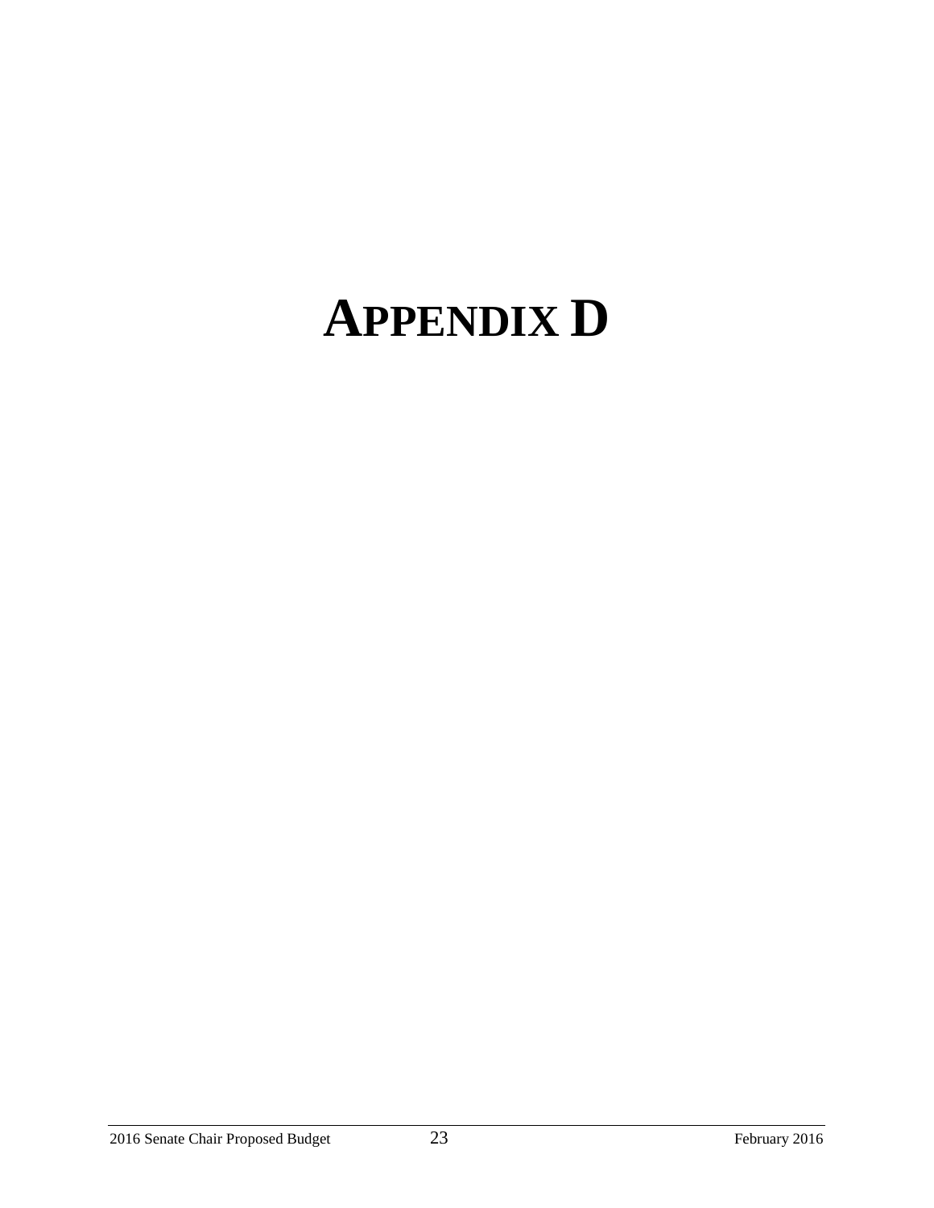# APPENDIX D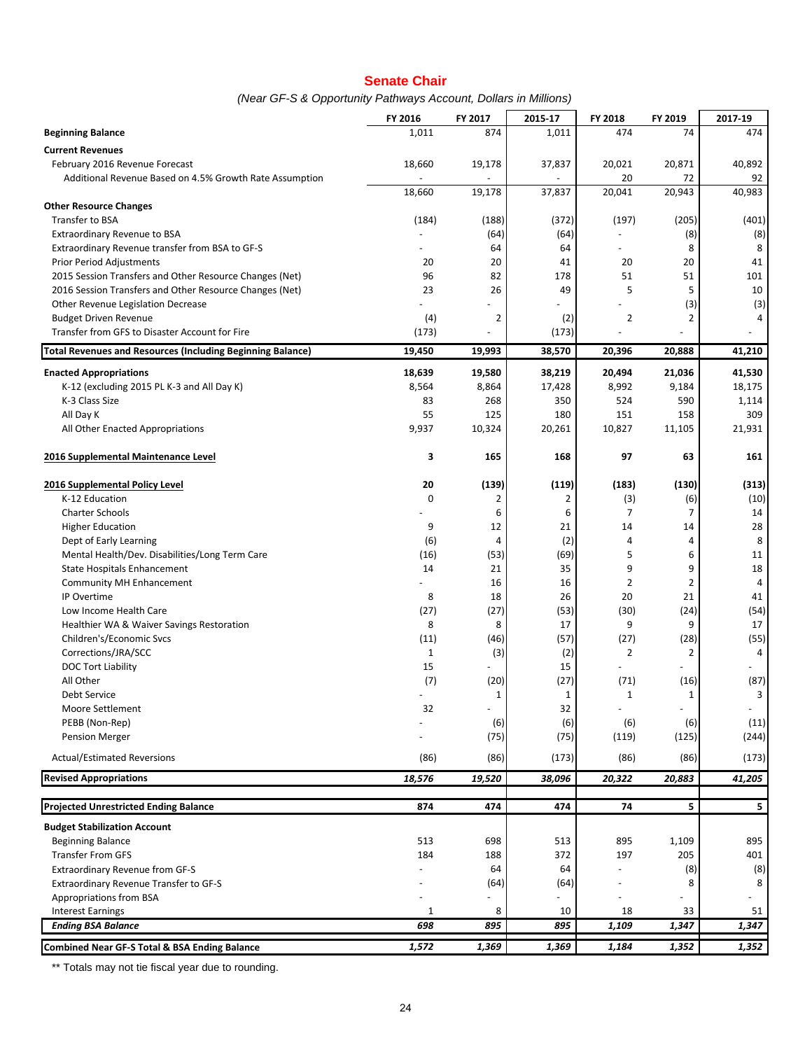## Senate Chair

*(Near GF-S & Opportunity Pathways Account, Dollars in Millions)*

| | FY 2016 | FY 2017 | 2015-17 | FY 2018 | FY 2019 | 2017-19 |
|---|---|---|---|---|---|---|
| **Beginning Balance** | 1,011 | 874 | 1,011 | 474 | 74 | 474 |
| **Current Revenues** | | | | | | |
| February 2016 Revenue Forecast | 18,660 | 19,178 | 37,837 | 20,021 | 20,871 | 40,892 |
| Additional Revenue Based on 4.5% Growth Rate Assumption | - | - | - | 20 | 72 | 92 |
| | 18,660 | 19,178 | 37,837 | 20,041 | 20,943 | 40,983 |
| **Other Resource Changes** | | | | | | |
| Transfer to BSA | (184) | (188) | (372) | (197) | (205) | (401) |
| Extraordinary Revenue to BSA | - | (64) | (64) | - | (8) | (8) |
| Extraordinary Revenue transfer from BSA to GF-S | - | 64 | 64 | - | 8 | 8 |
| Prior Period Adjustments | 20 | 20 | 41 | 20 | 20 | 41 |
| 2015 Session Transfers and Other Resource Changes (Net) | 96 | 82 | 178 | 51 | 51 | 101 |
| 2016 Session Transfers and Other Resource Changes (Net) | 23 | 26 | 49 | 5 | 5 | 10 |
| Other Revenue Legislation Decrease | - | - | - | - | (3) | (3) |
| Budget Driven Revenue | (4) | 2 | (2) | 2 | 2 | 4 |
| Transfer from GFS to Disaster Account for Fire | (173) | - | (173) | - | - | - |
| **Total Revenues and Resources (Including Beginning Balance)** | **19,450** | **19,993** | **38,570** | **20,396** | **20,888** | **41,210** |
| **Enacted Appropriations** | **18,639** | **19,580** | **38,219** | **20,494** | **21,036** | **41,530** |
| K-12 (excluding 2015 PL K-3 and All Day K) | 8,564 | 8,864 | 17,428 | 8,992 | 9,184 | 18,175 |
| K-3 Class Size | 83 | 268 | 350 | 524 | 590 | 1,114 |
| All Day K | 55 | 125 | 180 | 151 | 158 | 309 |
| All Other Enacted Appropriations | 9,937 | 10,324 | 20,261 | 10,827 | 11,105 | 21,931 |
| **2016 Supplemental Maintenance Level** | **3** | **165** | **168** | **97** | **63** | **161** |
| **2016 Supplemental Policy Level** | **20** | **(139)** | **(119)** | **(183)** | **(130)** | **(313)** |
| K-12 Education | 0 | 2 | 2 | (3) | (6) | (10) |
| Charter Schools | - | 6 | 6 | 7 | 7 | 14 |
| Higher Education | 9 | 12 | 21 | 14 | 14 | 28 |
| Dept of Early Learning | (6) | 4 | (2) | 4 | 4 | 8 |
| Mental Health/Dev. Disabilities/Long Term Care | (16) | (53) | (69) | 5 | 6 | 11 |
| State Hospitals Enhancement | 14 | 21 | 35 | 9 | 9 | 18 |
| Community MH Enhancement | - | 16 | 16 | 2 | 2 | 4 |
| IP Overtime | 8 | 18 | 26 | 20 | 21 | 41 |
| Low Income Health Care | (27) | (27) | (53) | (30) | (24) | (54) |
| Healthier WA & Waiver Savings Restoration | 8 | 8 | 17 | 9 | 9 | 17 |
| Children's/Economic Svcs | (11) | (46) | (57) | (27) | (28) | (55) |
| Corrections/JRA/SCC | 1 | (3) | (2) | 2 | 2 | 4 |
| DOC Tort Liability | 15 | - | 15 | - | - | - |
| All Other | (7) | (20) | (27) | (71) | (16) | (87) |
| Debt Service | - | 1 | 1 | 1 | 1 | 3 |
| Moore Settlement | 32 | - | 32 | - | - | - |
| PEBB (Non-Rep) | - | (6) | (6) | (6) | (6) | (11) |
| Pension Merger | - | (75) | (75) | (119) | (125) | (244) |
| Actual/Estimated Reversions | (86) | (86) | (173) | (86) | (86) | (173) |
| **Revised Appropriations** | ***18,576*** | ***19,520*** | ***38,096*** | ***20,322*** | ***20,883*** | ***41,205*** |
| **Projected Unrestricted Ending Balance** | **874** | **474** | **474** | **74** | **5** | **5** |
| **Budget Stabilization Account** | | | | | | |
| Beginning Balance | 513 | 698 | 513 | 895 | 1,109 | 895 |
| Transfer From GFS | 184 | 188 | 372 | 197 | 205 | 401 |
| Extraordinary Revenue from GF-S | - | 64 | 64 | - | (8) | (8) |
| Extraordinary Revenue Transfer to GF-S | - | (64) | (64) | - | 8 | 8 |
| Appropriations from BSA | - | - | - | - | - | - |
| Interest Earnings | 1 | 8 | 10 | 18 | 33 | 51 |
| ***Ending BSA Balance*** | ***698*** | ***895*** | ***895*** | ***1,109*** | ***1,347*** | ***1,347*** |
| **Combined Near GF-S Total & BSA Ending Balance** | ***1,572*** | ***1,369*** | ***1,369*** | ***1,184*** | ***1,352*** | ***1,352*** |

** Totals may not tie fiscal year due to rounding.